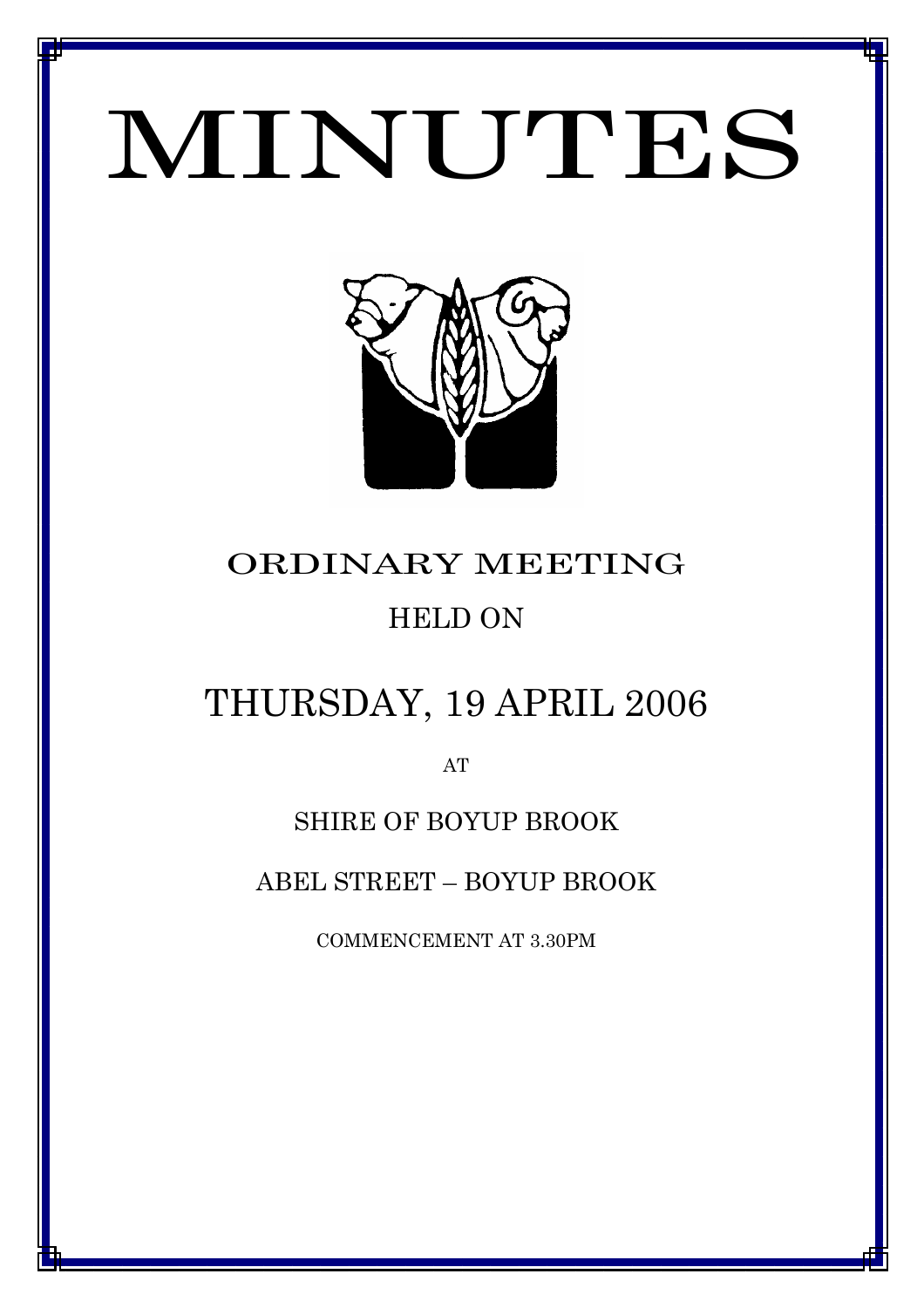# MINUTES

## ORDINARY MEETING

HELD ON

## THURSDAY, 19 APRIL 2006

AT

SHIRE OF BOYUP BROOK

ABEL STREET – BOYUP BROOK

COMMENCEMENT AT 3.30PM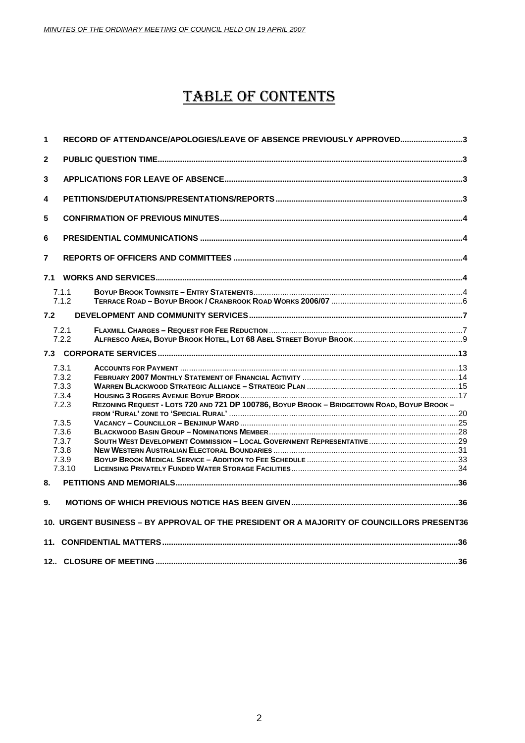# TABLE OF CONTENTS

| | | |
|---|---|---|
| 1 | RECORD OF ATTENDANCE/APOLOGIES/LEAVE OF ABSENCE PREVIOUSLY APPROVED | 3 |
| 2 | PUBLIC QUESTION TIME | 3 |
| 3 | APPLICATIONS FOR LEAVE OF ABSENCE | 3 |
| 4 | PETITIONS/DEPUTATIONS/PRESENTATIONS/REPORTS | 3 |
| 5 | CONFIRMATION OF PREVIOUS MINUTES | 4 |
| 6 | PRESIDENTIAL COMMUNICATIONS | 4 |
| 7 | REPORTS OF OFFICERS AND COMMITTEES | 4 |
| 7.1 | WORKS AND SERVICES | 4 |
| 7.1.1 | BOYUP BROOK TOWNSITE – ENTRY STATEMENTS | 4 |
| 7.1.2 | TERRACE ROAD – BOYUP BROOK / CRANBROOK ROAD WORKS 2006/07 | 6 |
| 7.2 | DEVELOPMENT AND COMMUNITY SERVICES | 7 |
| 7.2.1 | FLAXMILL CHARGES – REQUEST FOR FEE REDUCTION | 7 |
| 7.2.2 | ALFRESCO AREA, BOYUP BROOK HOTEL, LOT 68 ABEL STREET BOYUP BROOK | 9 |
| 7.3 | CORPORATE SERVICES | 13 |
| 7.3.1 | ACCOUNTS FOR PAYMENT | 13 |
| 7.3.2 | FEBRUARY 2007 MONTHLY STATEMENT OF FINANCIAL ACTIVITY | 14 |
| 7.3.3 | WARREN BLACKWOOD STRATEGIC ALLIANCE – STRATEGIC PLAN | 15 |
| 7.3.4 | HOUSING 3 ROGERS AVENUE BOYUP BROOK | 17 |
| 7.2.3 | REZONING REQUEST - LOTS 720 AND 721 DP 100786, BOYUP BROOK – BRIDGETOWN ROAD, BOYUP BROOK – FROM 'RURAL' ZONE TO 'SPECIAL RURAL' | 20 |
| 7.3.5 | VACANCY – COUNCILLOR – BENJINUP WARD | 25 |
| 7.3.6 | BLACKWOOD BASIN GROUP – NOMINATIONS MEMBER | 28 |
| 7.3.7 | SOUTH WEST DEVELOPMENT COMMISSION – LOCAL GOVERNMENT REPRESENTATIVE | 29 |
| 7.3.8 | NEW WESTERN AUSTRALIAN ELECTORAL BOUNDARIES | 31 |
| 7.3.9 | BOYUP BROOK MEDICAL SERVICE – ADDITION TO FEE SCHEDULE | 33 |
| 7.3.10 | LICENSING PRIVATELY FUNDED WATER STORAGE FACILITIES | 34 |
| 8. | PETITIONS AND MEMORIALS | 36 |
| 9. | MOTIONS OF WHICH PREVIOUS NOTICE HAS BEEN GIVEN | 36 |
| 10. | URGENT BUSINESS – BY APPROVAL OF THE PRESIDENT OR A MAJORITY OF COUNCILLORS PRESENT | 36 |
| 11. | CONFIDENTIAL MATTERS | 36 |
| 12.. | CLOSURE OF MEETING | 36 |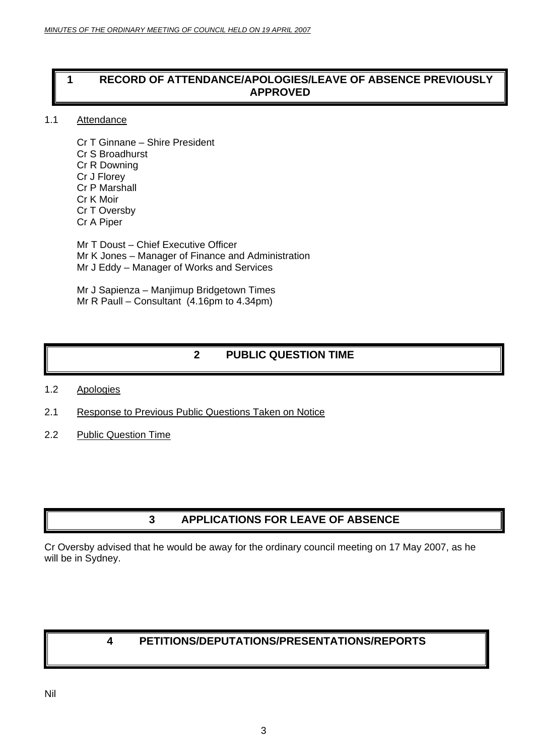# 1 RECORD OF ATTENDANCE/APOLOGIES/LEAVE OF ABSENCE PREVIOUSLY APPROVED

1.1 Attendance

Cr T Ginnane – Shire President
Cr S Broadhurst
Cr R Downing
Cr J Florey
Cr P Marshall
Cr K Moir
Cr T Oversby
Cr A Piper

Mr T Doust – Chief Executive Officer
Mr K Jones – Manager of Finance and Administration
Mr J Eddy – Manager of Works and Services

Mr J Sapienza – Manjimup Bridgetown Times
Mr R Paull – Consultant (4.16pm to 4.34pm)

# 2 PUBLIC QUESTION TIME

1.2 Apologies

2.1 Response to Previous Public Questions Taken on Notice

2.2 Public Question Time

# 3 APPLICATIONS FOR LEAVE OF ABSENCE

Cr Oversby advised that he would be away for the ordinary council meeting on 17 May 2007, as he will be in Sydney.

# 4 PETITIONS/DEPUTATIONS/PRESENTATIONS/REPORTS

Nil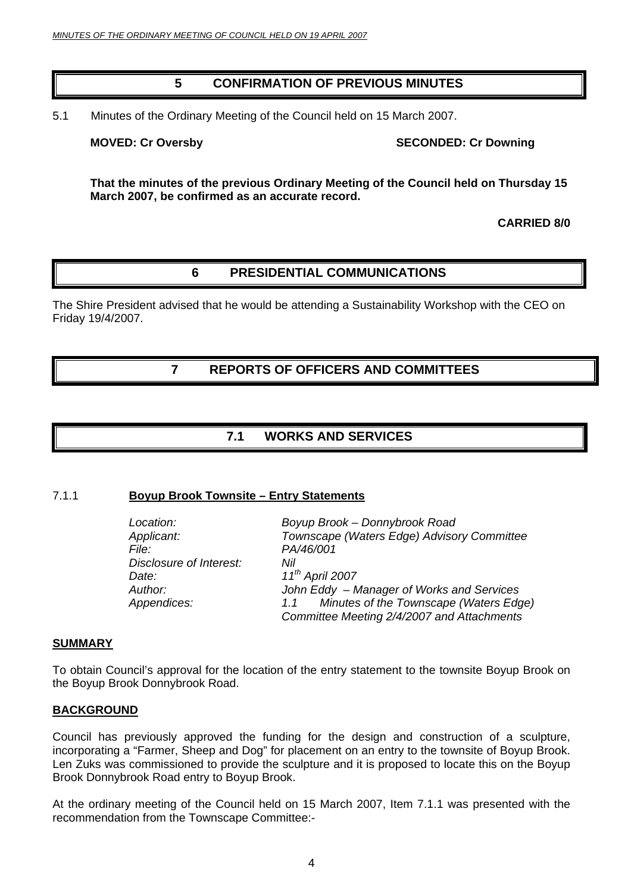# 5 CONFIRMATION OF PREVIOUS MINUTES

5.1 Minutes of the Ordinary Meeting of the Council held on 15 March 2007.

**MOVED: Cr Oversby** **SECONDED: Cr Downing**

**That the minutes of the previous Ordinary Meeting of the Council held on Thursday 15 March 2007, be confirmed as an accurate record.**

**CARRIED 8/0**

# 6 PRESIDENTIAL COMMUNICATIONS

The Shire President advised that he would be attending a Sustainability Workshop with the CEO on Friday 19/4/2007.

# 7 REPORTS OF OFFICERS AND COMMITTEES

## 7.1 WORKS AND SERVICES

### 7.1.1 Boyup Brook Townsite – Entry Statements

*Location:* *Boyup Brook – Donnybrook Road*
*Applicant:* *Townscape (Waters Edge) Advisory Committee*
*File:* *PA/46/001*
*Disclosure of Interest:* *Nil*
*Date:* *11th April 2007*
*Author:* *John Eddy – Manager of Works and Services*
*Appendices:* *1.1 Minutes of the Townscape (Waters Edge) Committee Meeting 2/4/2007 and Attachments*

**SUMMARY**

To obtain Council's approval for the location of the entry statement to the townsite Boyup Brook on the Boyup Brook Donnybrook Road.

**BACKGROUND**

Council has previously approved the funding for the design and construction of a sculpture, incorporating a "Farmer, Sheep and Dog" for placement on an entry to the townsite of Boyup Brook. Len Zuks was commissioned to provide the sculpture and it is proposed to locate this on the Boyup Brook Donnybrook Road entry to Boyup Brook.

At the ordinary meeting of the Council held on 15 March 2007, Item 7.1.1 was presented with the recommendation from the Townscape Committee:-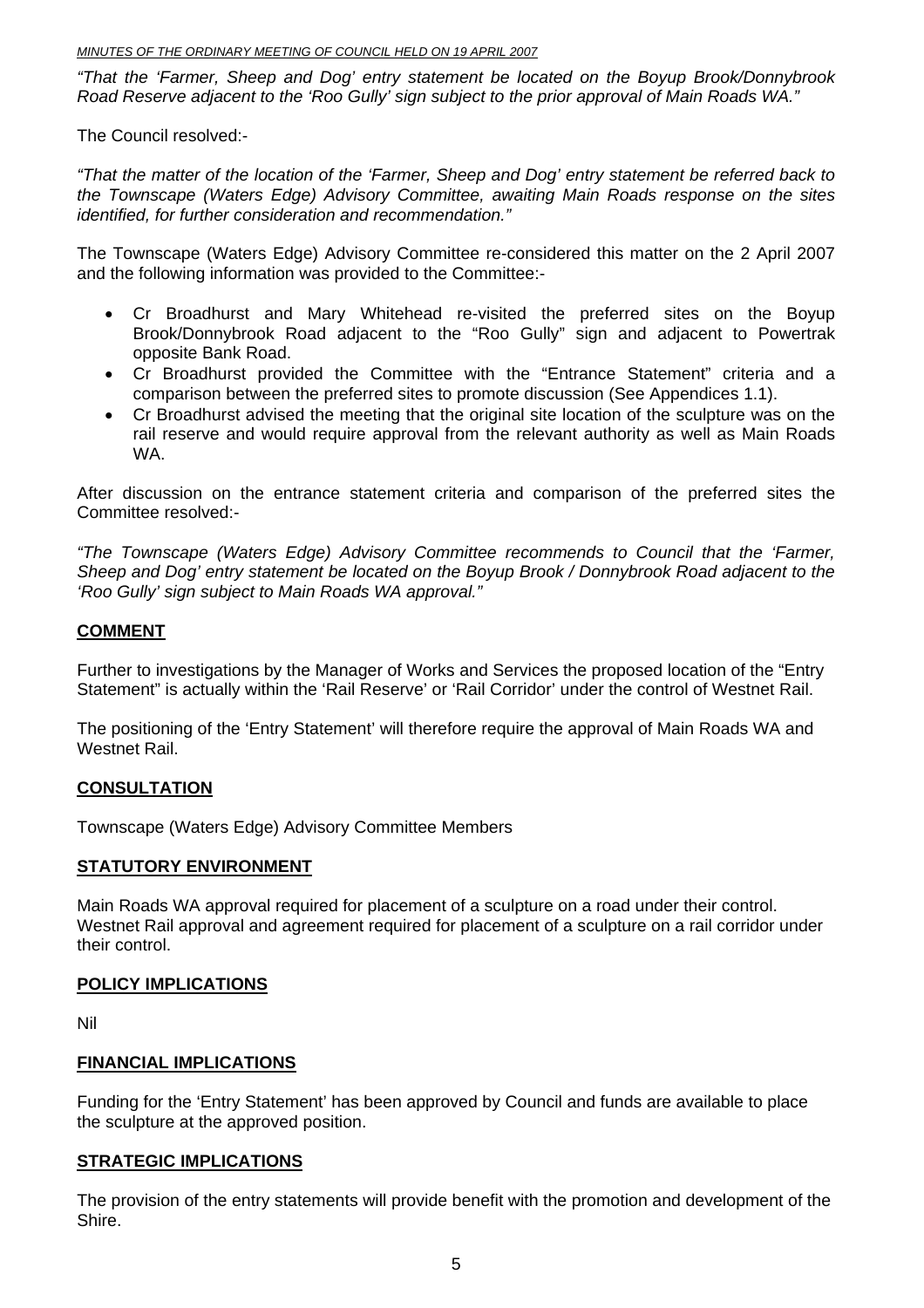*"That the 'Farmer, Sheep and Dog' entry statement be located on the Boyup Brook/Donnybrook Road Reserve adjacent to the 'Roo Gully' sign subject to the prior approval of Main Roads WA."*

The Council resolved:-

*"That the matter of the location of the 'Farmer, Sheep and Dog' entry statement be referred back to the Townscape (Waters Edge) Advisory Committee, awaiting Main Roads response on the sites identified, for further consideration and recommendation."*

The Townscape (Waters Edge) Advisory Committee re-considered this matter on the 2 April 2007 and the following information was provided to the Committee:-

- Cr Broadhurst and Mary Whitehead re-visited the preferred sites on the Boyup Brook/Donnybrook Road adjacent to the "Roo Gully" sign and adjacent to Powertrak opposite Bank Road.
- Cr Broadhurst provided the Committee with the "Entrance Statement" criteria and a comparison between the preferred sites to promote discussion (See Appendices 1.1).
- Cr Broadhurst advised the meeting that the original site location of the sculpture was on the rail reserve and would require approval from the relevant authority as well as Main Roads WA.

After discussion on the entrance statement criteria and comparison of the preferred sites the Committee resolved:-

*"The Townscape (Waters Edge) Advisory Committee recommends to Council that the 'Farmer, Sheep and Dog' entry statement be located on the Boyup Brook / Donnybrook Road adjacent to the 'Roo Gully' sign subject to Main Roads WA approval."*

## COMMENT

Further to investigations by the Manager of Works and Services the proposed location of the "Entry Statement" is actually within the 'Rail Reserve' or 'Rail Corridor' under the control of Westnet Rail.

The positioning of the 'Entry Statement' will therefore require the approval of Main Roads WA and Westnet Rail.

## CONSULTATION

Townscape (Waters Edge) Advisory Committee Members

## STATUTORY ENVIRONMENT

Main Roads WA approval required for placement of a sculpture on a road under their control. Westnet Rail approval and agreement required for placement of a sculpture on a rail corridor under their control.

## POLICY IMPLICATIONS

Nil

## FINANCIAL IMPLICATIONS

Funding for the 'Entry Statement' has been approved by Council and funds are available to place the sculpture at the approved position.

## STRATEGIC IMPLICATIONS

The provision of the entry statements will provide benefit with the promotion and development of the Shire.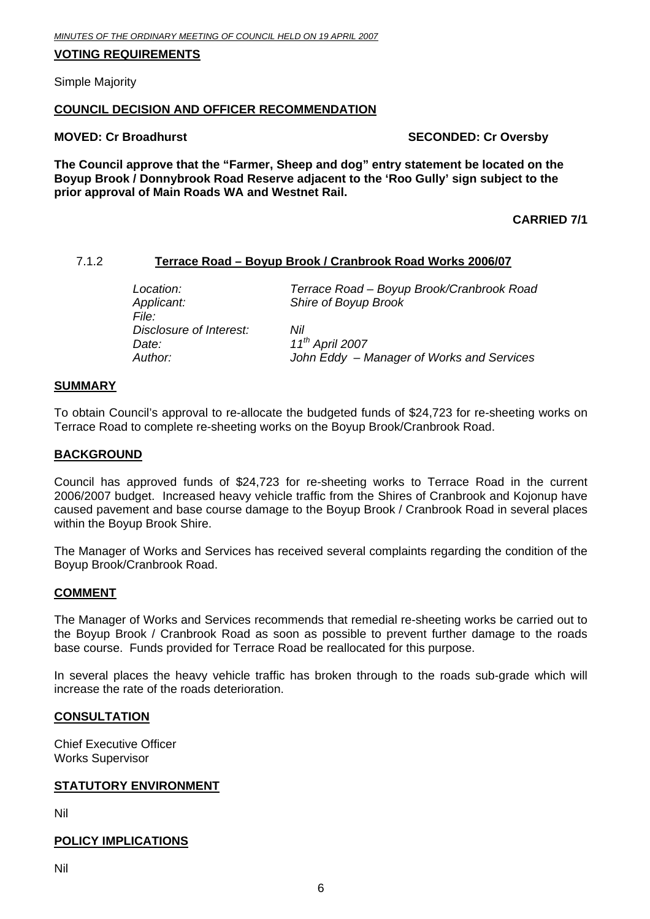**VOTING REQUIREMENTS**

Simple Majority

**COUNCIL DECISION AND OFFICER RECOMMENDATION**

**MOVED: Cr Broadhurst** **SECONDED: Cr Oversby**

**The Council approve that the "Farmer, Sheep and dog" entry statement be located on the Boyup Brook / Donnybrook Road Reserve adjacent to the 'Roo Gully' sign subject to the prior approval of Main Roads WA and Westnet Rail.**

**CARRIED 7/1**

### 7.1.2 Terrace Road – Boyup Brook / Cranbrook Road Works 2006/07

*Location:* *Terrace Road – Boyup Brook/Cranbrook Road*
*Applicant:* *Shire of Boyup Brook*
*File:*
*Disclosure of Interest:* *Nil*
*Date:* *11th April 2007*
*Author:* *John Eddy – Manager of Works and Services*

**SUMMARY**

To obtain Council's approval to re-allocate the budgeted funds of $24,723 for re-sheeting works on Terrace Road to complete re-sheeting works on the Boyup Brook/Cranbrook Road.

**BACKGROUND**

Council has approved funds of $24,723 for re-sheeting works to Terrace Road in the current 2006/2007 budget. Increased heavy vehicle traffic from the Shires of Cranbrook and Kojonup have caused pavement and base course damage to the Boyup Brook / Cranbrook Road in several places within the Boyup Brook Shire.

The Manager of Works and Services has received several complaints regarding the condition of the Boyup Brook/Cranbrook Road.

**COMMENT**

The Manager of Works and Services recommends that remedial re-sheeting works be carried out to the Boyup Brook / Cranbrook Road as soon as possible to prevent further damage to the roads base course. Funds provided for Terrace Road be reallocated for this purpose.

In several places the heavy vehicle traffic has broken through to the roads sub-grade which will increase the rate of the roads deterioration.

**CONSULTATION**

Chief Executive Officer
Works Supervisor

**STATUTORY ENVIRONMENT**

Nil

**POLICY IMPLICATIONS**

Nil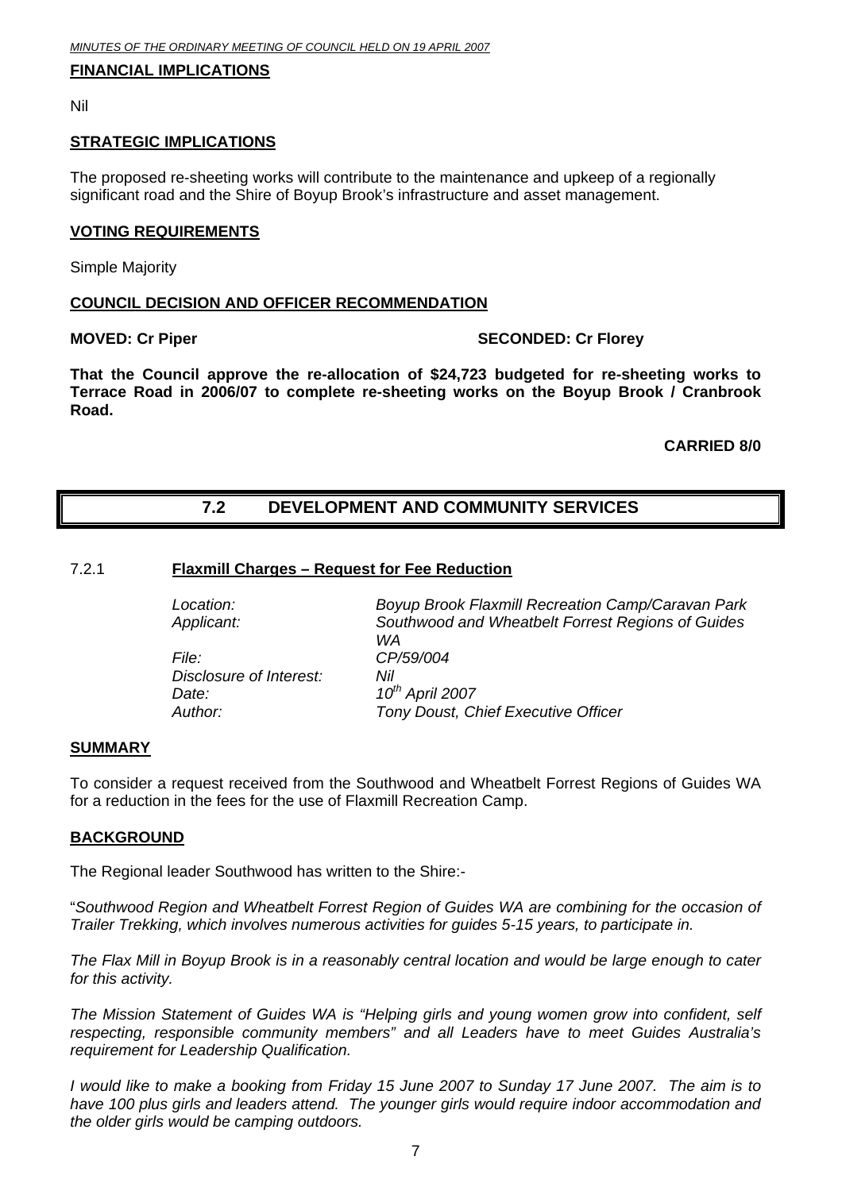**FINANCIAL IMPLICATIONS**

Nil

**STRATEGIC IMPLICATIONS**

The proposed re-sheeting works will contribute to the maintenance and upkeep of a regionally significant road and the Shire of Boyup Brook's infrastructure and asset management.

**VOTING REQUIREMENTS**

Simple Majority

**COUNCIL DECISION AND OFFICER RECOMMENDATION**

**MOVED: Cr Piper** **SECONDED: Cr Florey**

**That the Council approve the re-allocation of $24,723 budgeted for re-sheeting works to Terrace Road in 2006/07 to complete re-sheeting works on the Boyup Brook / Cranbrook Road.**

**CARRIED 8/0**

## 7.2 DEVELOPMENT AND COMMUNITY SERVICES

### 7.2.1 Flaxmill Charges – Request for Fee Reduction

| | |
|---|---|
| *Location:* | *Boyup Brook Flaxmill Recreation Camp/Caravan Park* |
| *Applicant:* | *Southwood and Wheatbelt Forrest Regions of Guides WA* |
| *File:* | *CP/59/004* |
| *Disclosure of Interest:* | *Nil* |
| *Date:* | *10th April 2007* |
| *Author:* | *Tony Doust, Chief Executive Officer* |

**SUMMARY**

To consider a request received from the Southwood and Wheatbelt Forrest Regions of Guides WA for a reduction in the fees for the use of Flaxmill Recreation Camp.

**BACKGROUND**

The Regional leader Southwood has written to the Shire:-

"*Southwood Region and Wheatbelt Forrest Region of Guides WA are combining for the occasion of Trailer Trekking, which involves numerous activities for guides 5-15 years, to participate in.*

*The Flax Mill in Boyup Brook is in a reasonably central location and would be large enough to cater for this activity.*

*The Mission Statement of Guides WA is "Helping girls and young women grow into confident, self respecting, responsible community members" and all Leaders have to meet Guides Australia's requirement for Leadership Qualification.*

*I would like to make a booking from Friday 15 June 2007 to Sunday 17 June 2007. The aim is to have 100 plus girls and leaders attend. The younger girls would require indoor accommodation and the older girls would be camping outdoors.*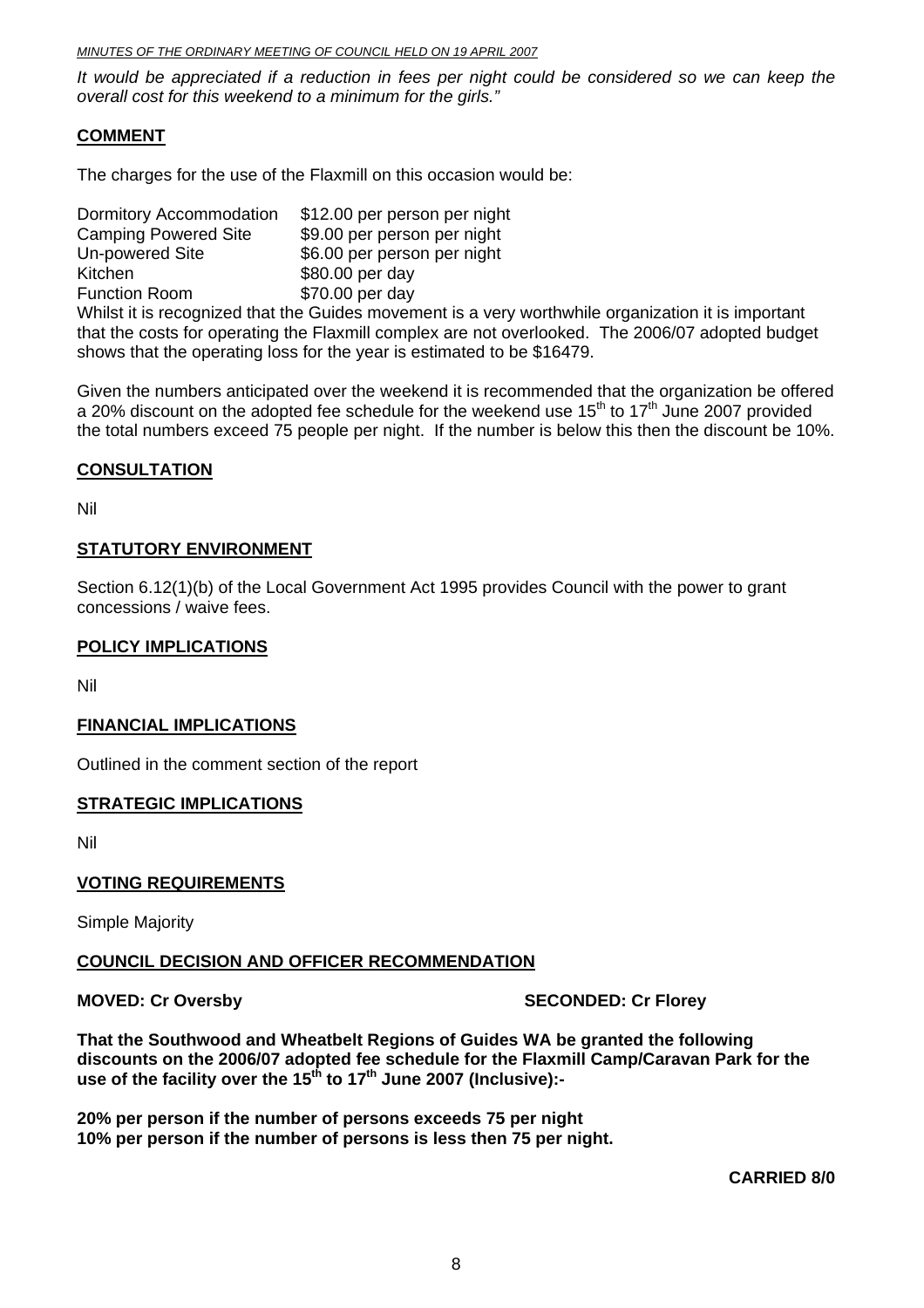*It would be appreciated if a reduction in fees per night could be considered so we can keep the overall cost for this weekend to a minimum for the girls."*

## COMMENT

The charges for the use of the Flaxmill on this occasion would be:

| | |
|---|---|
| Dormitory Accommodation | $12.00 per person per night |
| Camping Powered Site | $9.00 per person per night |
| Un-powered Site | $6.00 per person per night |
| Kitchen | $80.00 per day |
| Function Room | $70.00 per day |

Whilst it is recognized that the Guides movement is a very worthwhile organization it is important that the costs for operating the Flaxmill complex are not overlooked. The 2006/07 adopted budget shows that the operating loss for the year is estimated to be $16479.

Given the numbers anticipated over the weekend it is recommended that the organization be offered a 20% discount on the adopted fee schedule for the weekend use 15th to 17th June 2007 provided the total numbers exceed 75 people per night. If the number is below this then the discount be 10%.

## CONSULTATION

Nil

## STATUTORY ENVIRONMENT

Section 6.12(1)(b) of the Local Government Act 1995 provides Council with the power to grant concessions / waive fees.

## POLICY IMPLICATIONS

Nil

## FINANCIAL IMPLICATIONS

Outlined in the comment section of the report

## STRATEGIC IMPLICATIONS

Nil

## VOTING REQUIREMENTS

Simple Majority

## COUNCIL DECISION AND OFFICER RECOMMENDATION

**MOVED: Cr Oversby** **SECONDED: Cr Florey**

**That the Southwood and Wheatbelt Regions of Guides WA be granted the following discounts on the 2006/07 adopted fee schedule for the Flaxmill Camp/Caravan Park for the use of the facility over the 15th to 17th June 2007 (Inclusive):-**

**20% per person if the number of persons exceeds 75 per night**
**10% per person if the number of persons is less then 75 per night.**

**CARRIED 8/0**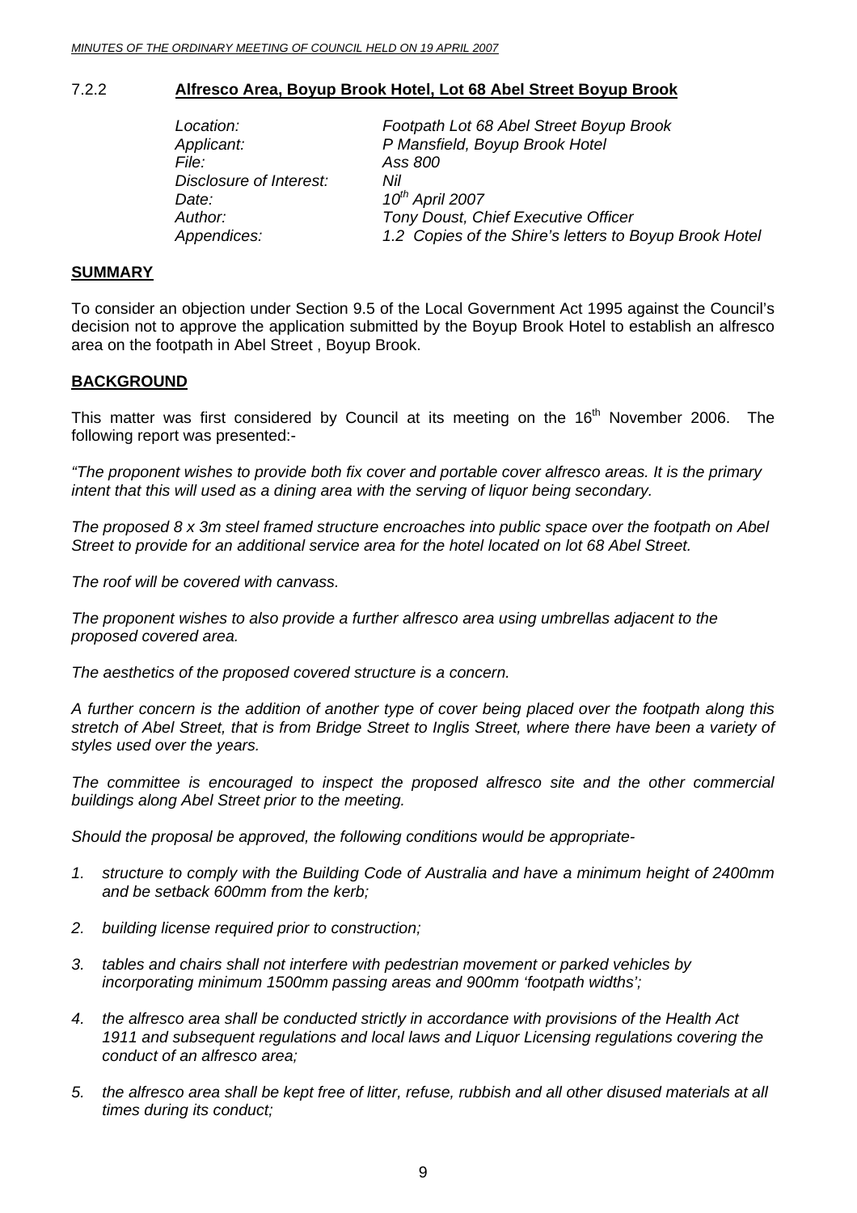### 7.2.2 **Alfresco Area, Boyup Brook Hotel, Lot 68 Abel Street Boyup Brook**

| | |
|---|---|
| *Location:* | *Footpath Lot 68 Abel Street Boyup Brook* |
| *Applicant:* | *P Mansfield, Boyup Brook Hotel* |
| *File:* | *Ass 800* |
| *Disclosure of Interest:* | *Nil* |
| *Date:* | *10th April 2007* |
| *Author:* | *Tony Doust, Chief Executive Officer* |
| *Appendices:* | *1.2 Copies of the Shire's letters to Boyup Brook Hotel* |

**SUMMARY**

To consider an objection under Section 9.5 of the Local Government Act 1995 against the Council's decision not to approve the application submitted by the Boyup Brook Hotel to establish an alfresco area on the footpath in Abel Street , Boyup Brook.

**BACKGROUND**

This matter was first considered by Council at its meeting on the 16th November 2006. The following report was presented:-

*"The proponent wishes to provide both fix cover and portable cover alfresco areas. It is the primary intent that this will used as a dining area with the serving of liquor being secondary.*

*The proposed 8 x 3m steel framed structure encroaches into public space over the footpath on Abel Street to provide for an additional service area for the hotel located on lot 68 Abel Street.*

*The roof will be covered with canvass.*

*The proponent wishes to also provide a further alfresco area using umbrellas adjacent to the proposed covered area.*

*The aesthetics of the proposed covered structure is a concern.*

*A further concern is the addition of another type of cover being placed over the footpath along this stretch of Abel Street, that is from Bridge Street to Inglis Street, where there have been a variety of styles used over the years.*

*The committee is encouraged to inspect the proposed alfresco site and the other commercial buildings along Abel Street prior to the meeting.*

*Should the proposal be approved, the following conditions would be appropriate-*

1. *structure to comply with the Building Code of Australia and have a minimum height of 2400mm and be setback 600mm from the kerb;*
2. *building license required prior to construction;*
3. *tables and chairs shall not interfere with pedestrian movement or parked vehicles by incorporating minimum 1500mm passing areas and 900mm 'footpath widths';*
4. *the alfresco area shall be conducted strictly in accordance with provisions of the Health Act 1911 and subsequent regulations and local laws and Liquor Licensing regulations covering the conduct of an alfresco area;*
5. *the alfresco area shall be kept free of litter, refuse, rubbish and all other disused materials at all times during its conduct;*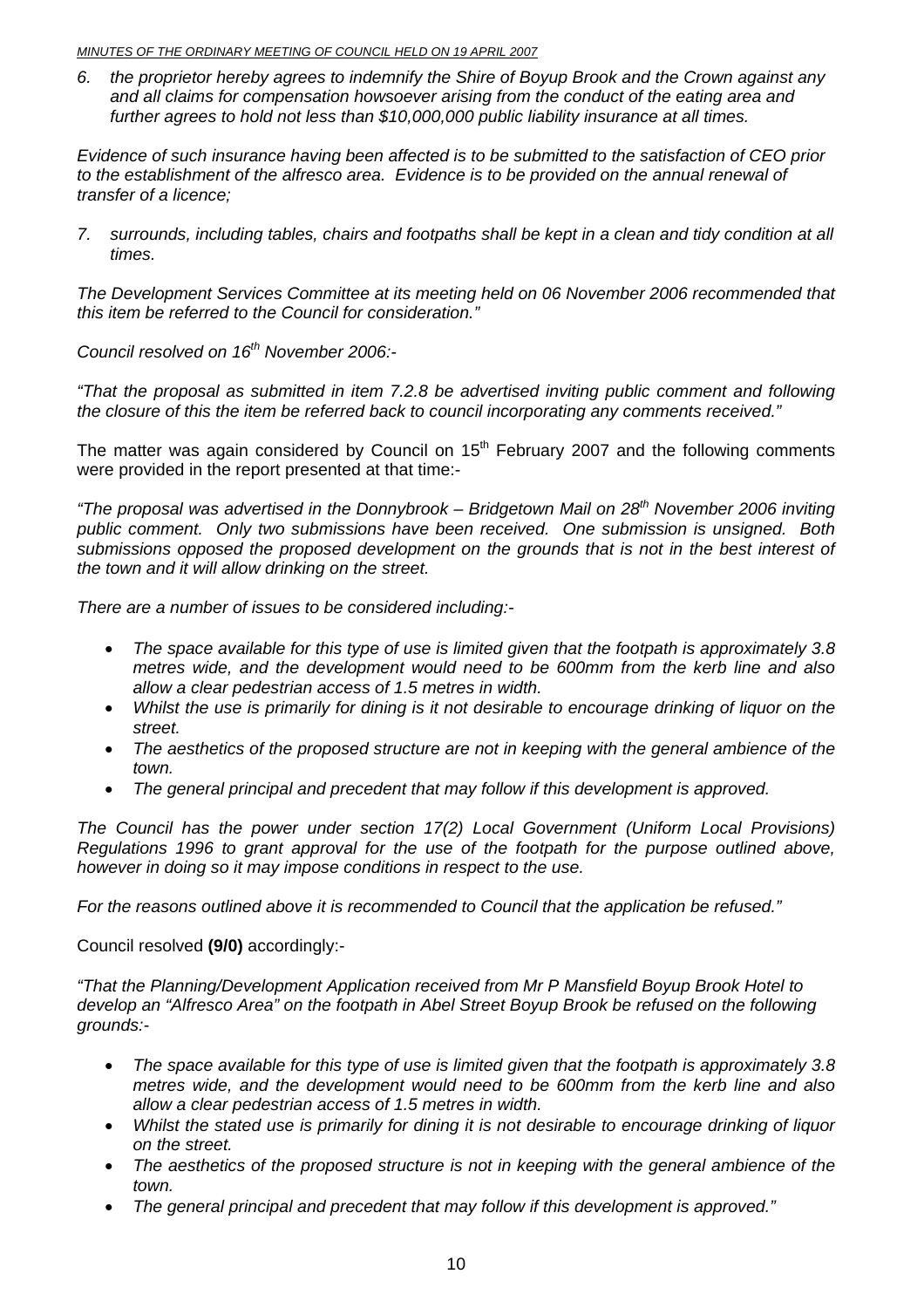6. *the proprietor hereby agrees to indemnify the Shire of Boyup Brook and the Crown against any and all claims for compensation howsoever arising from the conduct of the eating area and further agrees to hold not less than $10,000,000 public liability insurance at all times.*

*Evidence of such insurance having been affected is to be submitted to the satisfaction of CEO prior to the establishment of the alfresco area. Evidence is to be provided on the annual renewal of transfer of a licence;*

7. *surrounds, including tables, chairs and footpaths shall be kept in a clean and tidy condition at all times.*

*The Development Services Committee at its meeting held on 06 November 2006 recommended that this item be referred to the Council for consideration."*

*Council resolved on 16th November 2006:-*

*"That the proposal as submitted in item 7.2.8 be advertised inviting public comment and following the closure of this the item be referred back to council incorporating any comments received."*

The matter was again considered by Council on 15th February 2007 and the following comments were provided in the report presented at that time:-

*"The proposal was advertised in the Donnybrook – Bridgetown Mail on 28th November 2006 inviting public comment. Only two submissions have been received. One submission is unsigned. Both submissions opposed the proposed development on the grounds that is not in the best interest of the town and it will allow drinking on the street.*

*There are a number of issues to be considered including:-*

- *The space available for this type of use is limited given that the footpath is approximately 3.8 metres wide, and the development would need to be 600mm from the kerb line and also allow a clear pedestrian access of 1.5 metres in width.*
- *Whilst the use is primarily for dining is it not desirable to encourage drinking of liquor on the street.*
- *The aesthetics of the proposed structure are not in keeping with the general ambience of the town.*
- *The general principal and precedent that may follow if this development is approved.*

*The Council has the power under section 17(2) Local Government (Uniform Local Provisions) Regulations 1996 to grant approval for the use of the footpath for the purpose outlined above, however in doing so it may impose conditions in respect to the use.*

*For the reasons outlined above it is recommended to Council that the application be refused."*

Council resolved **(9/0)** accordingly:-

*"That the Planning/Development Application received from Mr P Mansfield Boyup Brook Hotel to develop an "Alfresco Area" on the footpath in Abel Street Boyup Brook be refused on the following grounds:-*

- *The space available for this type of use is limited given that the footpath is approximately 3.8 metres wide, and the development would need to be 600mm from the kerb line and also allow a clear pedestrian access of 1.5 metres in width.*
- *Whilst the stated use is primarily for dining it is not desirable to encourage drinking of liquor on the street.*
- *The aesthetics of the proposed structure is not in keeping with the general ambience of the town.*
- *The general principal and precedent that may follow if this development is approved."*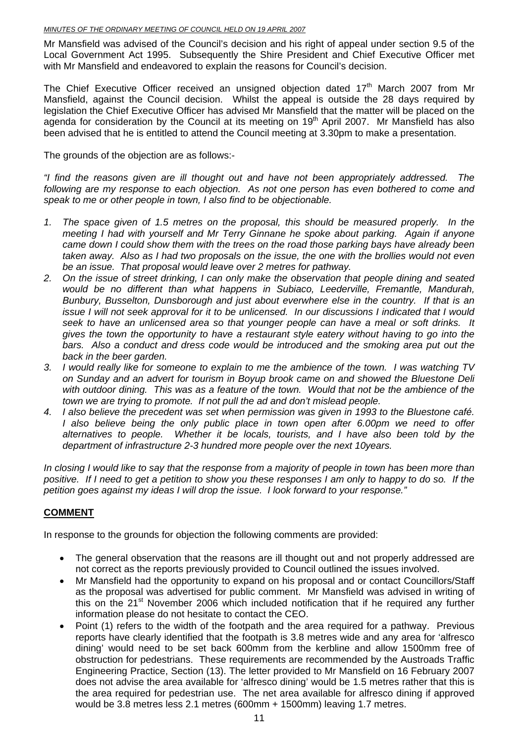Mr Mansfield was advised of the Council's decision and his right of appeal under section 9.5 of the Local Government Act 1995. Subsequently the Shire President and Chief Executive Officer met with Mr Mansfield and endeavored to explain the reasons for Council's decision.

The Chief Executive Officer received an unsigned objection dated 17th March 2007 from Mr Mansfield, against the Council decision. Whilst the appeal is outside the 28 days required by legislation the Chief Executive Officer has advised Mr Mansfield that the matter will be placed on the agenda for consideration by the Council at its meeting on 19th April 2007. Mr Mansfield has also been advised that he is entitled to attend the Council meeting at 3.30pm to make a presentation.

The grounds of the objection are as follows:-

*"I find the reasons given are ill thought out and have not been appropriately addressed. The following are my response to each objection. As not one person has even bothered to come and speak to me or other people in town, I also find to be objectionable.*

1. *The space given of 1.5 metres on the proposal, this should be measured properly. In the meeting I had with yourself and Mr Terry Ginnane he spoke about parking. Again if anyone came down I could show them with the trees on the road those parking bays have already been taken away. Also as I had two proposals on the issue, the one with the brollies would not even be an issue. That proposal would leave over 2 metres for pathway.*
2. *On the issue of street drinking, I can only make the observation that people dining and seated would be no different than what happens in Subiaco, Leederville, Fremantle, Mandurah, Bunbury, Busselton, Dunsborough and just about everwhere else in the country. If that is an issue I will not seek approval for it to be unlicensed. In our discussions I indicated that I would seek to have an unlicensed area so that younger people can have a meal or soft drinks. It gives the town the opportunity to have a restaurant style eatery without having to go into the bars. Also a conduct and dress code would be introduced and the smoking area put out the back in the beer garden.*
3. *I would really like for someone to explain to me the ambience of the town. I was watching TV on Sunday and an advert for tourism in Boyup brook came on and showed the Bluestone Deli with outdoor dining. This was as a feature of the town. Would that not be the ambience of the town we are trying to promote. If not pull the ad and don't mislead people.*
4. *I also believe the precedent was set when permission was given in 1993 to the Bluestone café. I also believe being the only public place in town open after 6.00pm we need to offer alternatives to people. Whether it be locals, tourists, and I have also been told by the department of infrastructure 2-3 hundred more people over the next 10years.*

*In closing I would like to say that the response from a majority of people in town has been more than positive. If I need to get a petition to show you these responses I am only to happy to do so. If the petition goes against my ideas I will drop the issue. I look forward to your response."*

## COMMENT

In response to the grounds for objection the following comments are provided:

- The general observation that the reasons are ill thought out and not properly addressed are not correct as the reports previously provided to Council outlined the issues involved.
- Mr Mansfield had the opportunity to expand on his proposal and or contact Councillors/Staff as the proposal was advertised for public comment. Mr Mansfield was advised in writing of this on the 21st November 2006 which included notification that if he required any further information please do not hesitate to contact the CEO.
- Point (1) refers to the width of the footpath and the area required for a pathway. Previous reports have clearly identified that the footpath is 3.8 metres wide and any area for 'alfresco dining' would need to be set back 600mm from the kerbline and allow 1500mm free of obstruction for pedestrians. These requirements are recommended by the Austroads Traffic Engineering Practice, Section (13). The letter provided to Mr Mansfield on 16 February 2007 does not advise the area available for 'alfresco dining' would be 1.5 metres rather that this is the area required for pedestrian use. The net area available for alfresco dining if approved would be 3.8 metres less 2.1 metres (600mm + 1500mm) leaving 1.7 metres.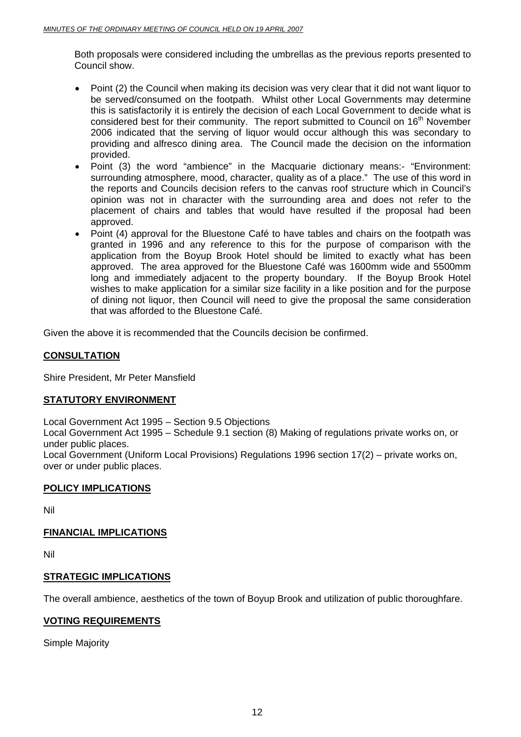Both proposals were considered including the umbrellas as the previous reports presented to Council show.

- Point (2) the Council when making its decision was very clear that it did not want liquor to be served/consumed on the footpath. Whilst other Local Governments may determine this is satisfactorily it is entirely the decision of each Local Government to decide what is considered best for their community. The report submitted to Council on 16th November 2006 indicated that the serving of liquor would occur although this was secondary to providing and alfresco dining area. The Council made the decision on the information provided.
- Point (3) the word "ambience" in the Macquarie dictionary means:- "Environment: surrounding atmosphere, mood, character, quality as of a place." The use of this word in the reports and Councils decision refers to the canvas roof structure which in Council's opinion was not in character with the surrounding area and does not refer to the placement of chairs and tables that would have resulted if the proposal had been approved.
- Point (4) approval for the Bluestone Café to have tables and chairs on the footpath was granted in 1996 and any reference to this for the purpose of comparison with the application from the Boyup Brook Hotel should be limited to exactly what has been approved. The area approved for the Bluestone Café was 1600mm wide and 5500mm long and immediately adjacent to the property boundary. If the Boyup Brook Hotel wishes to make application for a similar size facility in a like position and for the purpose of dining not liquor, then Council will need to give the proposal the same consideration that was afforded to the Bluestone Café.

Given the above it is recommended that the Councils decision be confirmed.

## CONSULTATION

Shire President, Mr Peter Mansfield

## STATUTORY ENVIRONMENT

Local Government Act 1995 – Section 9.5 Objections
Local Government Act 1995 – Schedule 9.1 section (8) Making of regulations private works on, or under public places.
Local Government (Uniform Local Provisions) Regulations 1996 section 17(2) – private works on, over or under public places.

## POLICY IMPLICATIONS

Nil

## FINANCIAL IMPLICATIONS

Nil

## STRATEGIC IMPLICATIONS

The overall ambience, aesthetics of the town of Boyup Brook and utilization of public thoroughfare.

## VOTING REQUIREMENTS

Simple Majority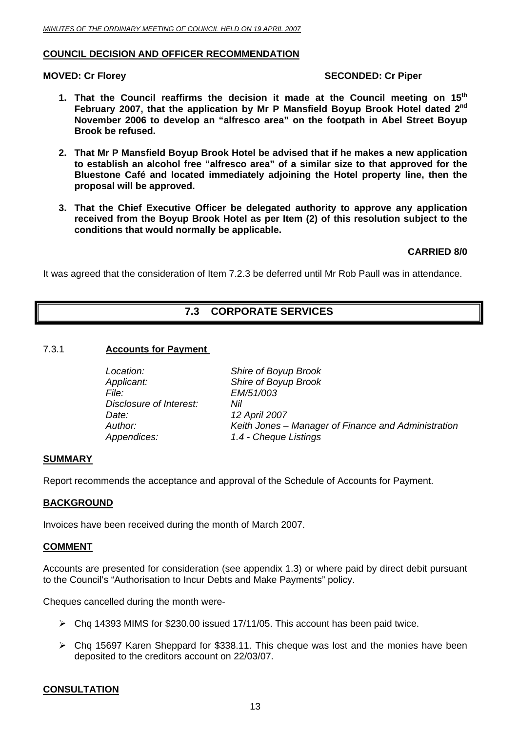**COUNCIL DECISION AND OFFICER RECOMMENDATION**

**MOVED: Cr Florey SECONDED: Cr Piper**

1. **That the Council reaffirms the decision it made at the Council meeting on 15th February 2007, that the application by Mr P Mansfield Boyup Brook Hotel dated 2nd November 2006 to develop an "alfresco area" on the footpath in Abel Street Boyup Brook be refused.**

2. **That Mr P Mansfield Boyup Brook Hotel be advised that if he makes a new application to establish an alcohol free "alfresco area" of a similar size to that approved for the Bluestone Café and located immediately adjoining the Hotel property line, then the proposal will be approved.**

3. **That the Chief Executive Officer be delegated authority to approve any application received from the Boyup Brook Hotel as per Item (2) of this resolution subject to the conditions that would normally be applicable.**

**CARRIED 8/0**

It was agreed that the consideration of Item 7.2.3 be deferred until Mr Rob Paull was in attendance.

## 7.3 CORPORATE SERVICES

### 7.3.1 Accounts for Payment

| | |
|---|---|
| *Location:* | *Shire of Boyup Brook* |
| *Applicant:* | *Shire of Boyup Brook* |
| *File:* | *EM/51/003* |
| *Disclosure of Interest:* | *Nil* |
| *Date:* | *12 April 2007* |
| *Author:* | *Keith Jones – Manager of Finance and Administration* |
| *Appendices:* | *1.4 - Cheque Listings* |

**SUMMARY**

Report recommends the acceptance and approval of the Schedule of Accounts for Payment.

**BACKGROUND**

Invoices have been received during the month of March 2007.

**COMMENT**

Accounts are presented for consideration (see appendix 1.3) or where paid by direct debit pursuant to the Council's "Authorisation to Incur Debts and Make Payments" policy.

Cheques cancelled during the month were-

- Chq 14393 MIMS for $230.00 issued 17/11/05. This account has been paid twice.
- Chq 15697 Karen Sheppard for $338.11. This cheque was lost and the monies have been deposited to the creditors account on 22/03/07.

**CONSULTATION**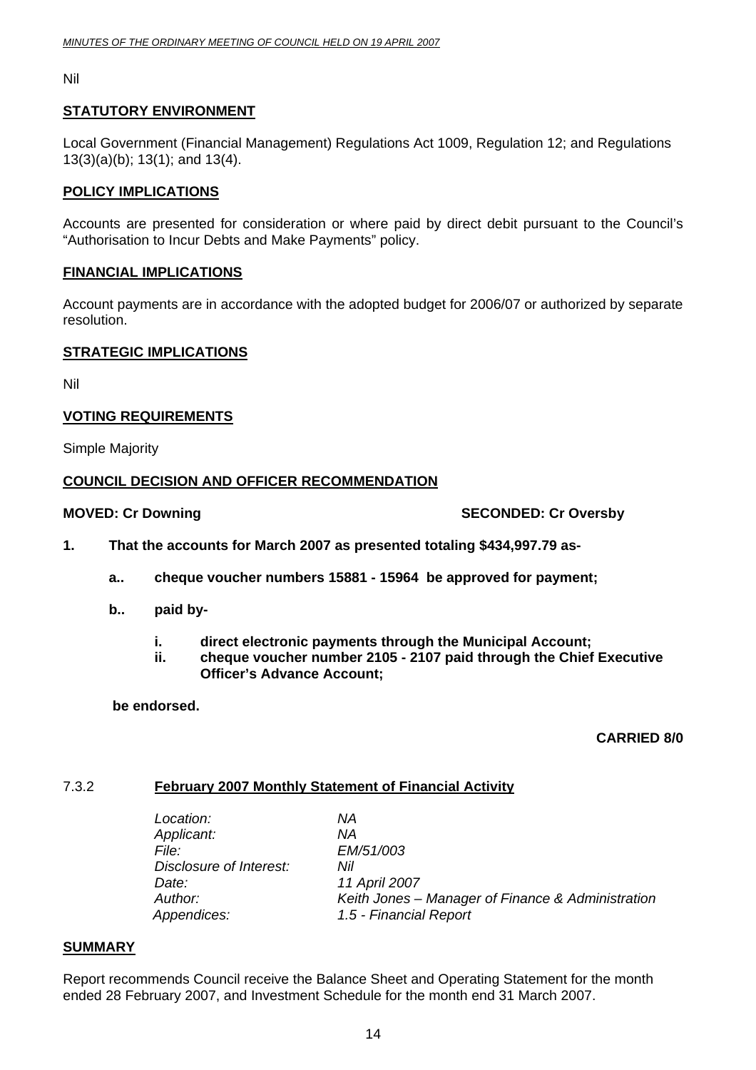Nil

## STATUTORY ENVIRONMENT

Local Government (Financial Management) Regulations Act 1009, Regulation 12; and Regulations 13(3)(a)(b); 13(1); and 13(4).

## POLICY IMPLICATIONS

Accounts are presented for consideration or where paid by direct debit pursuant to the Council's "Authorisation to Incur Debts and Make Payments" policy.

## FINANCIAL IMPLICATIONS

Account payments are in accordance with the adopted budget for 2006/07 or authorized by separate resolution.

## STRATEGIC IMPLICATIONS

Nil

## VOTING REQUIREMENTS

Simple Majority

## COUNCIL DECISION AND OFFICER RECOMMENDATION

**MOVED: Cr Downing** **SECONDED: Cr Oversby**

**1. That the accounts for March 2007 as presented totaling $434,997.79 as-**

**a.. cheque voucher numbers 15881 - 15964 be approved for payment;**

**b.. paid by-**

**i. direct electronic payments through the Municipal Account;**
**ii. cheque voucher number 2105 - 2107 paid through the Chief Executive Officer's Advance Account;**

**be endorsed.**

**CARRIED 8/0**

### 7.3.2 February 2007 Monthly Statement of Financial Activity

| | |
|---|---|
| *Location:* | *NA* |
| *Applicant:* | *NA* |
| *File:* | *EM/51/003* |
| *Disclosure of Interest:* | *Nil* |
| *Date:* | *11 April 2007* |
| *Author:* | *Keith Jones – Manager of Finance & Administration* |
| *Appendices:* | *1.5 - Financial Report* |

## SUMMARY

Report recommends Council receive the Balance Sheet and Operating Statement for the month ended 28 February 2007, and Investment Schedule for the month end 31 March 2007.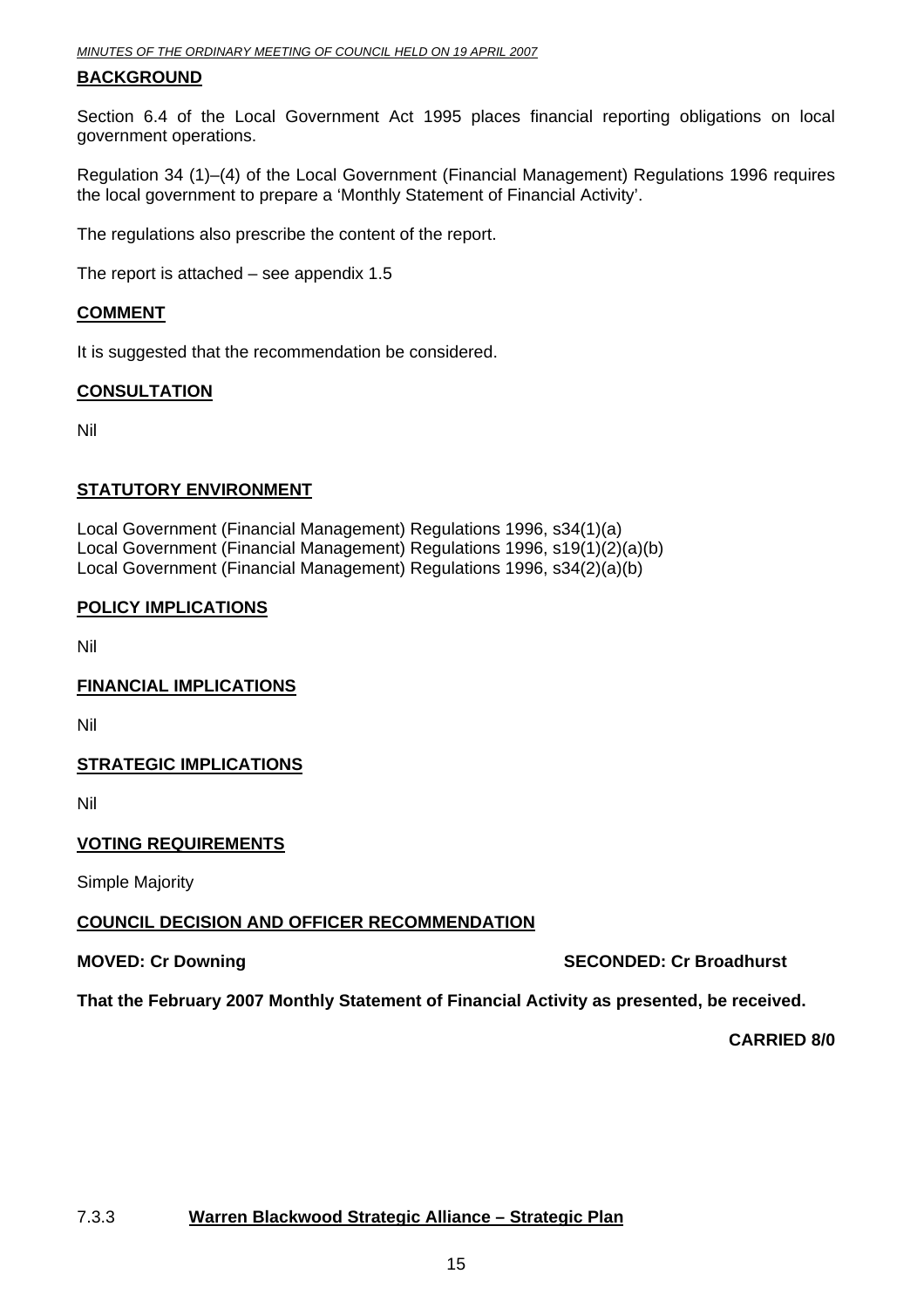## BACKGROUND

Section 6.4 of the Local Government Act 1995 places financial reporting obligations on local government operations.

Regulation 34 (1)–(4) of the Local Government (Financial Management) Regulations 1996 requires the local government to prepare a 'Monthly Statement of Financial Activity'.

The regulations also prescribe the content of the report.

The report is attached – see appendix 1.5

## COMMENT

It is suggested that the recommendation be considered.

## CONSULTATION

Nil

## STATUTORY ENVIRONMENT

Local Government (Financial Management) Regulations 1996, s34(1)(a)
Local Government (Financial Management) Regulations 1996, s19(1)(2)(a)(b)
Local Government (Financial Management) Regulations 1996, s34(2)(a)(b)

## POLICY IMPLICATIONS

Nil

## FINANCIAL IMPLICATIONS

Nil

## STRATEGIC IMPLICATIONS

Nil

## VOTING REQUIREMENTS

Simple Majority

## COUNCIL DECISION AND OFFICER RECOMMENDATION

**MOVED: Cr Downing** **SECONDED: Cr Broadhurst**

**That the February 2007 Monthly Statement of Financial Activity as presented, be received.**

**CARRIED 8/0**

### 7.3.3 Warren Blackwood Strategic Alliance – Strategic Plan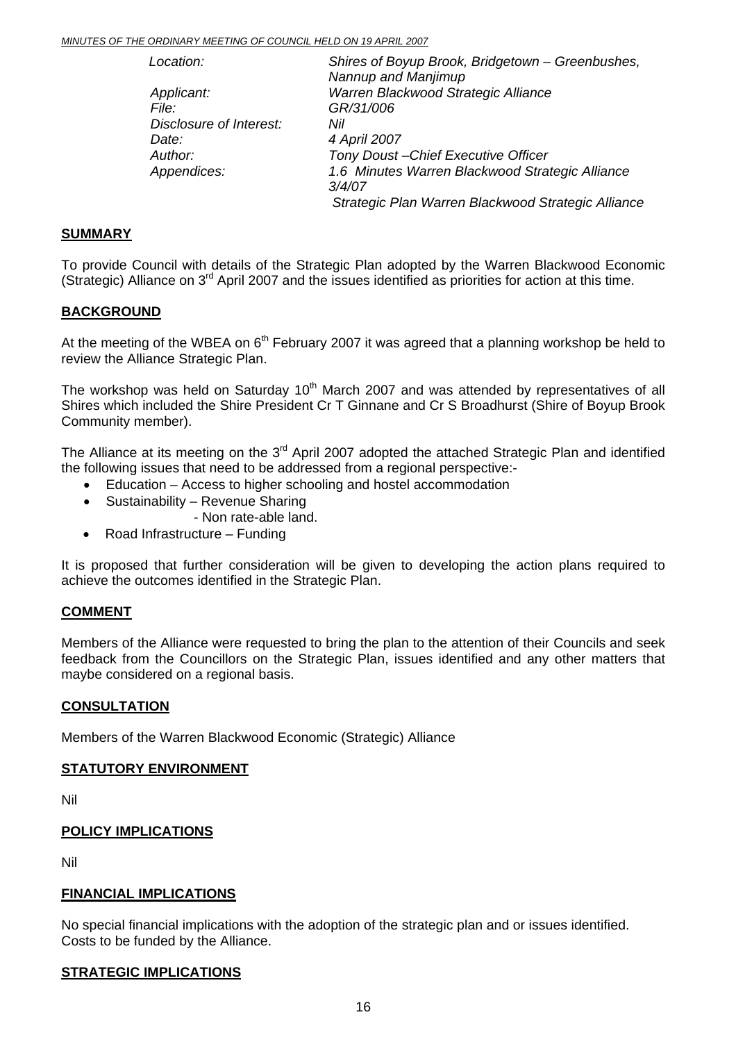| | |
|---|---|
| *Location:* | *Shires of Boyup Brook, Bridgetown – Greenbushes, Nannup and Manjimup* |
| *Applicant:* | *Warren Blackwood Strategic Alliance* |
| *File:* | *GR/31/006* |
| *Disclosure of Interest:* | *Nil* |
| *Date:* | *4 April 2007* |
| *Author:* | *Tony Doust –Chief Executive Officer* |
| *Appendices:* | *1.6 Minutes Warren Blackwood Strategic Alliance 3/4/07* <br> *Strategic Plan Warren Blackwood Strategic Alliance* |

## SUMMARY

To provide Council with details of the Strategic Plan adopted by the Warren Blackwood Economic (Strategic) Alliance on 3rd April 2007 and the issues identified as priorities for action at this time.

## BACKGROUND

At the meeting of the WBEA on 6th February 2007 it was agreed that a planning workshop be held to review the Alliance Strategic Plan.

The workshop was held on Saturday 10th March 2007 and was attended by representatives of all Shires which included the Shire President Cr T Ginnane and Cr S Broadhurst (Shire of Boyup Brook Community member).

The Alliance at its meeting on the 3rd April 2007 adopted the attached Strategic Plan and identified the following issues that need to be addressed from a regional perspective:-

- Education – Access to higher schooling and hostel accommodation
- Sustainability – Revenue Sharing
  - Non rate-able land.
- Road Infrastructure – Funding

It is proposed that further consideration will be given to developing the action plans required to achieve the outcomes identified in the Strategic Plan.

## COMMENT

Members of the Alliance were requested to bring the plan to the attention of their Councils and seek feedback from the Councillors on the Strategic Plan, issues identified and any other matters that maybe considered on a regional basis.

## CONSULTATION

Members of the Warren Blackwood Economic (Strategic) Alliance

## STATUTORY ENVIRONMENT

Nil

## POLICY IMPLICATIONS

Nil

## FINANCIAL IMPLICATIONS

No special financial implications with the adoption of the strategic plan and or issues identified.
Costs to be funded by the Alliance.

## STRATEGIC IMPLICATIONS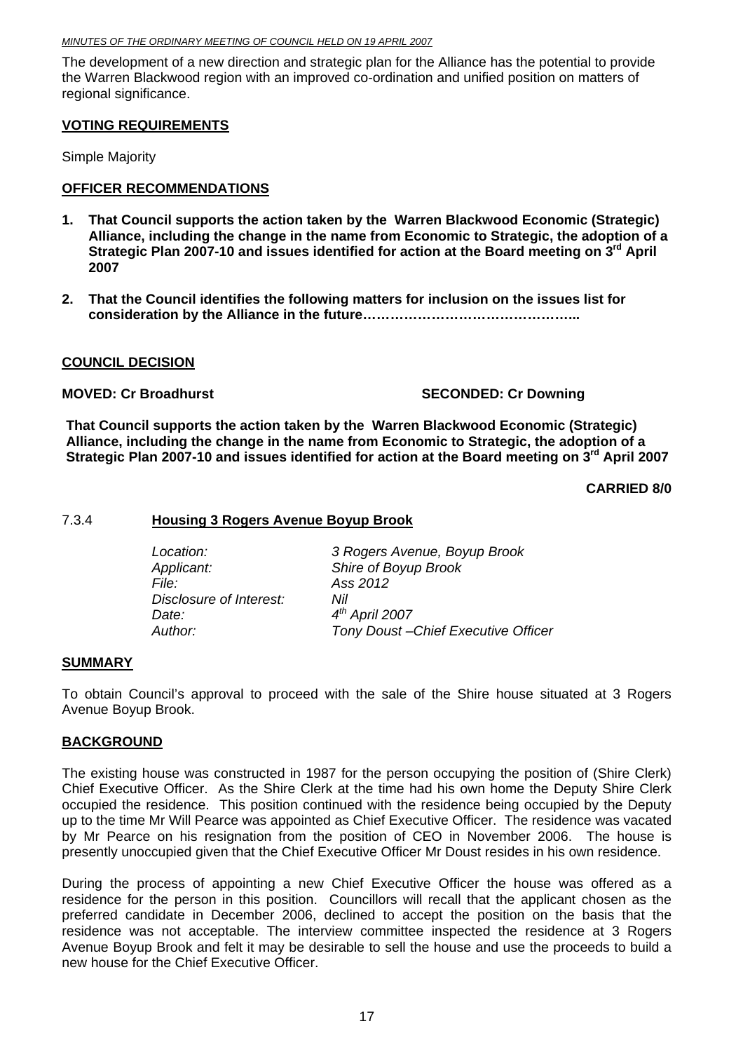The development of a new direction and strategic plan for the Alliance has the potential to provide the Warren Blackwood region with an improved co-ordination and unified position on matters of regional significance.

**VOTING REQUIREMENTS**

Simple Majority

**OFFICER RECOMMENDATIONS**

1. **That Council supports the action taken by the Warren Blackwood Economic (Strategic) Alliance, including the change in the name from Economic to Strategic, the adoption of a Strategic Plan 2007-10 and issues identified for action at the Board meeting on 3rd April 2007**

2. **That the Council identifies the following matters for inclusion on the issues list for consideration by the Alliance in the future………………………………………..**

**COUNCIL DECISION**

**MOVED: Cr Broadhurst** **SECONDED: Cr Downing**

**That Council supports the action taken by the Warren Blackwood Economic (Strategic) Alliance, including the change in the name from Economic to Strategic, the adoption of a Strategic Plan 2007-10 and issues identified for action at the Board meeting on 3rd April 2007**

**CARRIED 8/0**

### 7.3.4 Housing 3 Rogers Avenue Boyup Brook

*Location:* *3 Rogers Avenue, Boyup Brook*
*Applicant:* *Shire of Boyup Brook*
*File:* *Ass 2012*
*Disclosure of Interest:* *Nil*
*Date:* *4th April 2007*
*Author:* *Tony Doust –Chief Executive Officer*

**SUMMARY**

To obtain Council's approval to proceed with the sale of the Shire house situated at 3 Rogers Avenue Boyup Brook.

**BACKGROUND**

The existing house was constructed in 1987 for the person occupying the position of (Shire Clerk) Chief Executive Officer. As the Shire Clerk at the time had his own home the Deputy Shire Clerk occupied the residence. This position continued with the residence being occupied by the Deputy up to the time Mr Will Pearce was appointed as Chief Executive Officer. The residence was vacated by Mr Pearce on his resignation from the position of CEO in November 2006. The house is presently unoccupied given that the Chief Executive Officer Mr Doust resides in his own residence.

During the process of appointing a new Chief Executive Officer the house was offered as a residence for the person in this position. Councillors will recall that the applicant chosen as the preferred candidate in December 2006, declined to accept the position on the basis that the residence was not acceptable. The interview committee inspected the residence at 3 Rogers Avenue Boyup Brook and felt it may be desirable to sell the house and use the proceeds to build a new house for the Chief Executive Officer.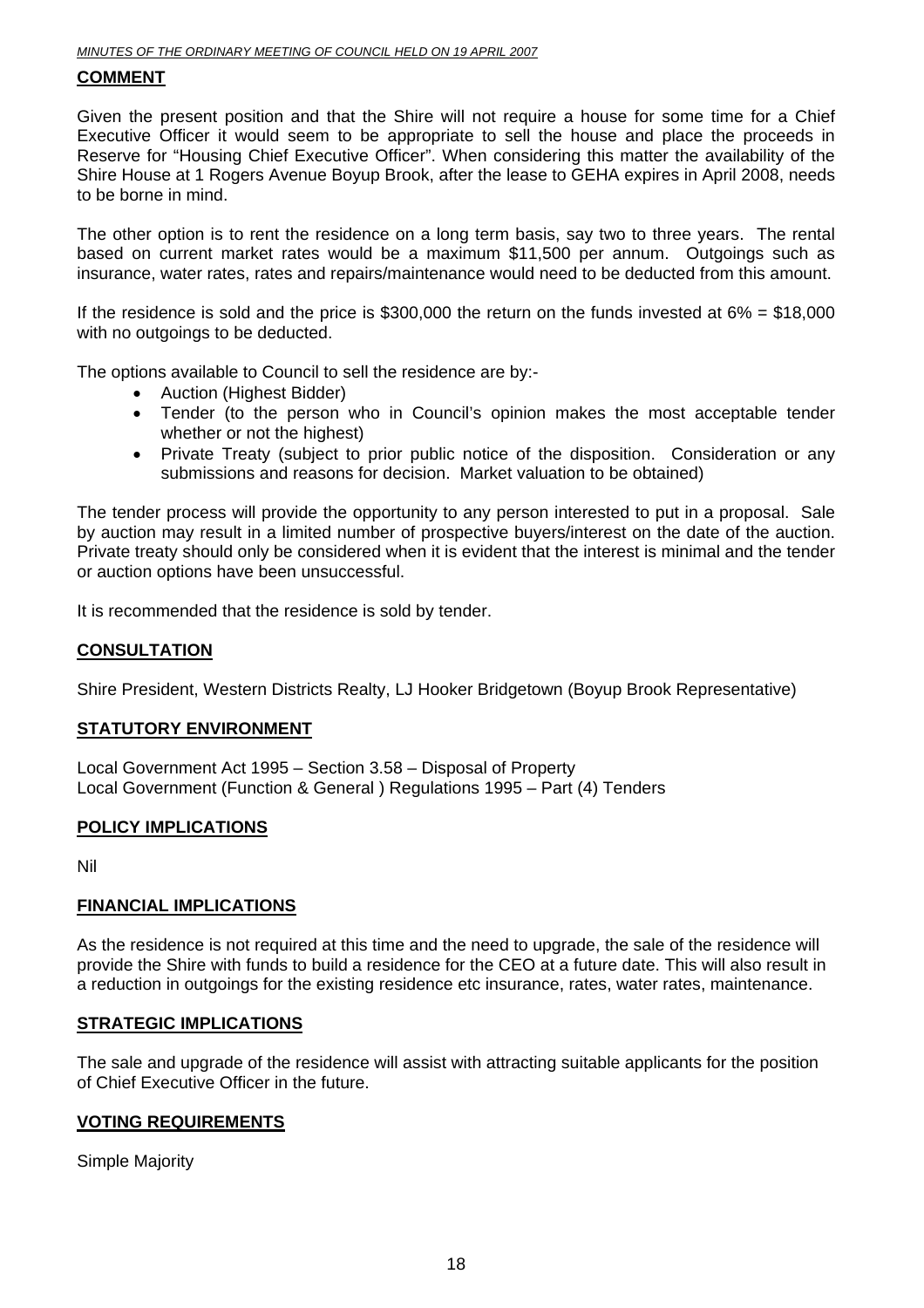## COMMENT

Given the present position and that the Shire will not require a house for some time for a Chief Executive Officer it would seem to be appropriate to sell the house and place the proceeds in Reserve for "Housing Chief Executive Officer". When considering this matter the availability of the Shire House at 1 Rogers Avenue Boyup Brook, after the lease to GEHA expires in April 2008, needs to be borne in mind.

The other option is to rent the residence on a long term basis, say two to three years. The rental based on current market rates would be a maximum $11,500 per annum. Outgoings such as insurance, water rates, rates and repairs/maintenance would need to be deducted from this amount.

If the residence is sold and the price is $300,000 the return on the funds invested at 6% = $18,000 with no outgoings to be deducted.

The options available to Council to sell the residence are by:-

- Auction (Highest Bidder)
- Tender (to the person who in Council's opinion makes the most acceptable tender whether or not the highest)
- Private Treaty (subject to prior public notice of the disposition. Consideration or any submissions and reasons for decision. Market valuation to be obtained)

The tender process will provide the opportunity to any person interested to put in a proposal. Sale by auction may result in a limited number of prospective buyers/interest on the date of the auction. Private treaty should only be considered when it is evident that the interest is minimal and the tender or auction options have been unsuccessful.

It is recommended that the residence is sold by tender.

## CONSULTATION

Shire President, Western Districts Realty, LJ Hooker Bridgetown (Boyup Brook Representative)

## STATUTORY ENVIRONMENT

Local Government Act 1995 – Section 3.58 – Disposal of Property
Local Government (Function & General ) Regulations 1995 – Part (4) Tenders

## POLICY IMPLICATIONS

Nil

## FINANCIAL IMPLICATIONS

As the residence is not required at this time and the need to upgrade, the sale of the residence will provide the Shire with funds to build a residence for the CEO at a future date. This will also result in a reduction in outgoings for the existing residence etc insurance, rates, water rates, maintenance.

## STRATEGIC IMPLICATIONS

The sale and upgrade of the residence will assist with attracting suitable applicants for the position of Chief Executive Officer in the future.

## VOTING REQUIREMENTS

Simple Majority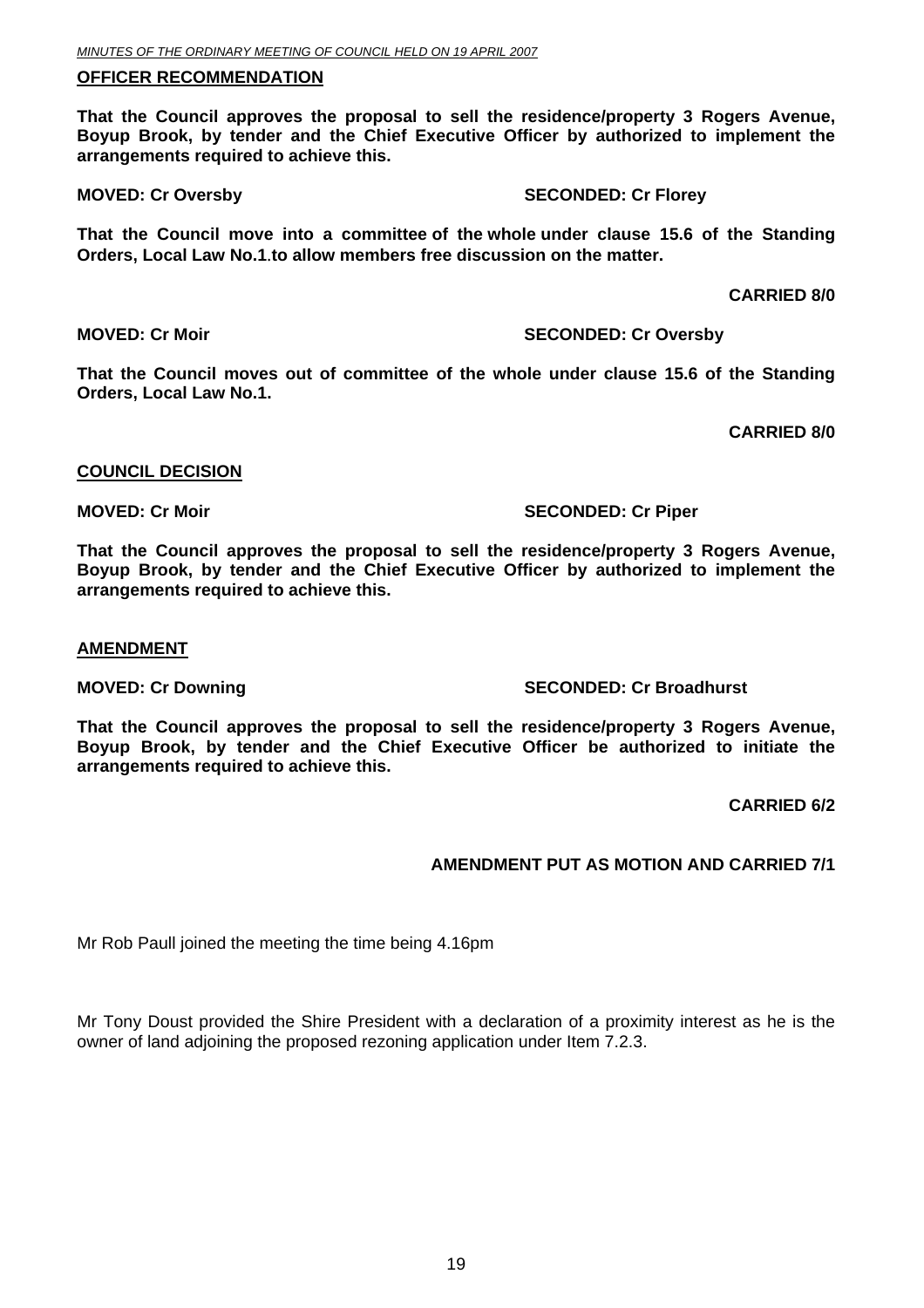**OFFICER RECOMMENDATION**

**That the Council approves the proposal to sell the residence/property 3 Rogers Avenue, Boyup Brook, by tender and the Chief Executive Officer by authorized to implement the arrangements required to achieve this.**

**MOVED: Cr Oversby SECONDED: Cr Florey**

**That the Council move into a committee of the whole under clause 15.6 of the Standing Orders, Local Law No.1.to allow members free discussion on the matter.**

**CARRIED 8/0**

**MOVED: Cr Moir SECONDED: Cr Oversby**

**That the Council moves out of committee of the whole under clause 15.6 of the Standing Orders, Local Law No.1.**

**CARRIED 8/0**

**COUNCIL DECISION**

**MOVED: Cr Moir SECONDED: Cr Piper**

**That the Council approves the proposal to sell the residence/property 3 Rogers Avenue, Boyup Brook, by tender and the Chief Executive Officer by authorized to implement the arrangements required to achieve this.**

**AMENDMENT**

**MOVED: Cr Downing SECONDED: Cr Broadhurst**

**That the Council approves the proposal to sell the residence/property 3 Rogers Avenue, Boyup Brook, by tender and the Chief Executive Officer be authorized to initiate the arrangements required to achieve this.**

**CARRIED 6/2**

**AMENDMENT PUT AS MOTION AND CARRIED 7/1**

Mr Rob Paull joined the meeting the time being 4.16pm

Mr Tony Doust provided the Shire President with a declaration of a proximity interest as he is the owner of land adjoining the proposed rezoning application under Item 7.2.3.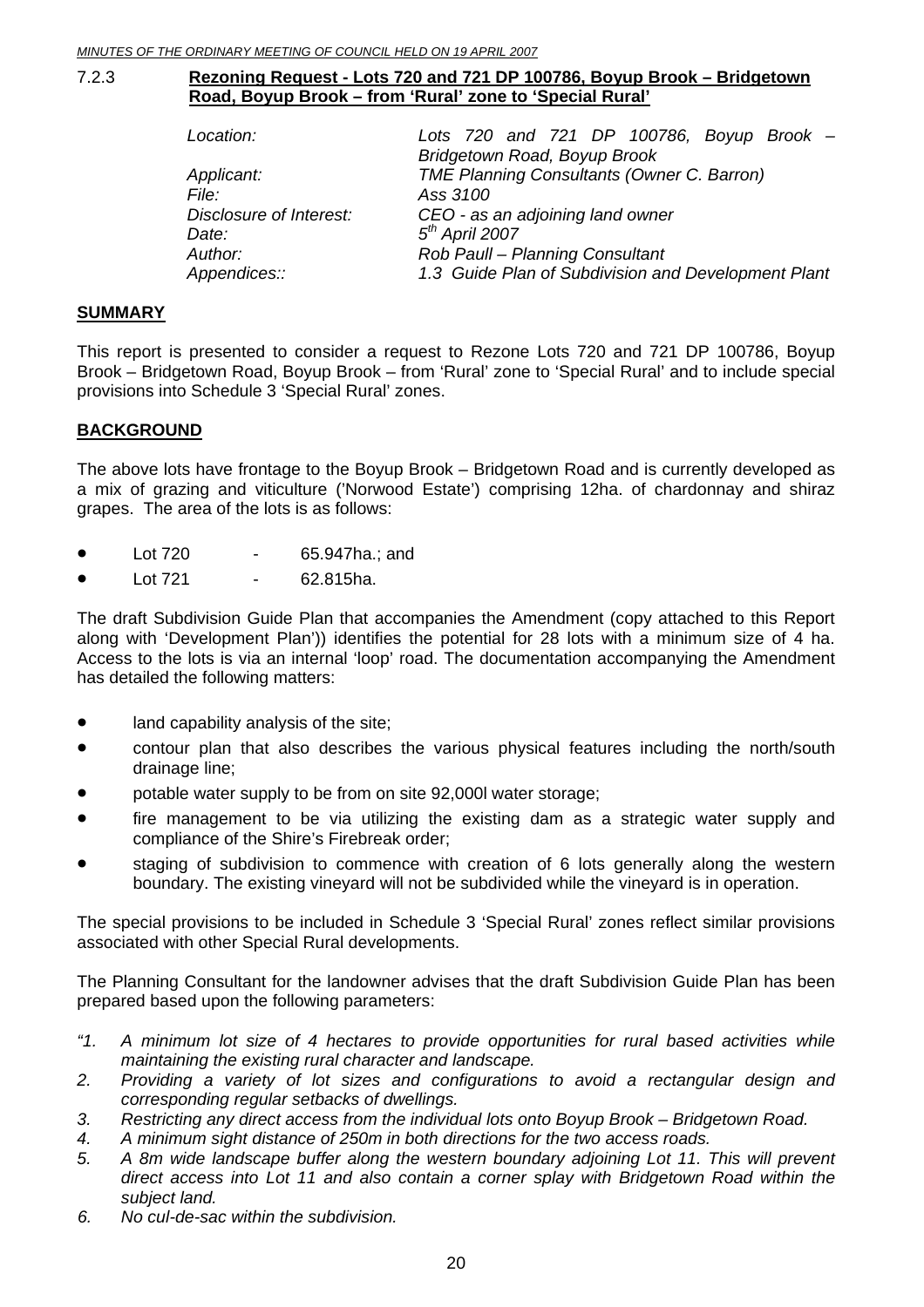### 7.2.3 Rezoning Request - Lots 720 and 721 DP 100786, Boyup Brook – Bridgetown Road, Boyup Brook – from 'Rural' zone to 'Special Rural'

| | |
|---|---|
| *Location:* | *Lots 720 and 721 DP 100786, Boyup Brook – Bridgetown Road, Boyup Brook* |
| *Applicant:* | *TME Planning Consultants (Owner C. Barron)* |
| *File:* | *Ass 3100* |
| *Disclosure of Interest:* | *CEO - as an adjoining land owner* |
| *Date:* | *5th April 2007* |
| *Author:* | *Rob Paull – Planning Consultant* |
| *Appendices::* | *1.3 Guide Plan of Subdivision and Development Plant* |

**SUMMARY**

This report is presented to consider a request to Rezone Lots 720 and 721 DP 100786, Boyup Brook – Bridgetown Road, Boyup Brook – from 'Rural' zone to 'Special Rural' and to include special provisions into Schedule 3 'Special Rural' zones.

**BACKGROUND**

The above lots have frontage to the Boyup Brook – Bridgetown Road and is currently developed as a mix of grazing and viticulture ('Norwood Estate') comprising 12ha. of chardonnay and shiraz grapes. The area of the lots is as follows:

- Lot 720 - 65.947ha.; and
- Lot 721 - 62.815ha.

The draft Subdivision Guide Plan that accompanies the Amendment (copy attached to this Report along with 'Development Plan')) identifies the potential for 28 lots with a minimum size of 4 ha. Access to the lots is via an internal 'loop' road. The documentation accompanying the Amendment has detailed the following matters:

- land capability analysis of the site;
- contour plan that also describes the various physical features including the north/south drainage line;
- potable water supply to be from on site 92,000l water storage;
- fire management to be via utilizing the existing dam as a strategic water supply and compliance of the Shire's Firebreak order;
- staging of subdivision to commence with creation of 6 lots generally along the western boundary. The existing vineyard will not be subdivided while the vineyard is in operation.

The special provisions to be included in Schedule 3 'Special Rural' zones reflect similar provisions associated with other Special Rural developments.

The Planning Consultant for the landowner advises that the draft Subdivision Guide Plan has been prepared based upon the following parameters:

*"1. A minimum lot size of 4 hectares to provide opportunities for rural based activities while maintaining the existing rural character and landscape.*
*2. Providing a variety of lot sizes and configurations to avoid a rectangular design and corresponding regular setbacks of dwellings.*
*3. Restricting any direct access from the individual lots onto Boyup Brook – Bridgetown Road.*
*4. A minimum sight distance of 250m in both directions for the two access roads.*
*5. A 8m wide landscape buffer along the western boundary adjoining Lot 11. This will prevent direct access into Lot 11 and also contain a corner splay with Bridgetown Road within the subject land.*
*6. No cul-de-sac within the subdivision.*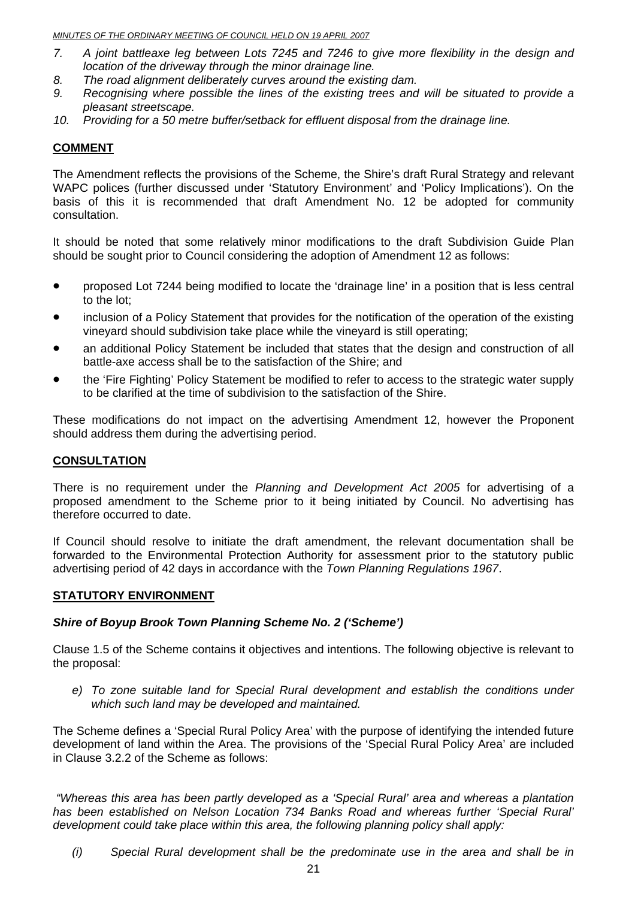*7. A joint battleaxe leg between Lots 7245 and 7246 to give more flexibility in the design and location of the driveway through the minor drainage line.*
*8. The road alignment deliberately curves around the existing dam.*
*9. Recognising where possible the lines of the existing trees and will be situated to provide a pleasant streetscape.*
*10. Providing for a 50 metre buffer/setback for effluent disposal from the drainage line.*

## COMMENT

The Amendment reflects the provisions of the Scheme, the Shire's draft Rural Strategy and relevant WAPC polices (further discussed under 'Statutory Environment' and 'Policy Implications'). On the basis of this it is recommended that draft Amendment No. 12 be adopted for community consultation.

It should be noted that some relatively minor modifications to the draft Subdivision Guide Plan should be sought prior to Council considering the adoption of Amendment 12 as follows:

- proposed Lot 7244 being modified to locate the 'drainage line' in a position that is less central to the lot;
- inclusion of a Policy Statement that provides for the notification of the operation of the existing vineyard should subdivision take place while the vineyard is still operating;
- an additional Policy Statement be included that states that the design and construction of all battle-axe access shall be to the satisfaction of the Shire; and
- the 'Fire Fighting' Policy Statement be modified to refer to access to the strategic water supply to be clarified at the time of subdivision to the satisfaction of the Shire.

These modifications do not impact on the advertising Amendment 12, however the Proponent should address them during the advertising period.

## CONSULTATION

There is no requirement under the *Planning and Development Act 2005* for advertising of a proposed amendment to the Scheme prior to it being initiated by Council. No advertising has therefore occurred to date.

If Council should resolve to initiate the draft amendment, the relevant documentation shall be forwarded to the Environmental Protection Authority for assessment prior to the statutory public advertising period of 42 days in accordance with the *Town Planning Regulations 1967*.

## STATUTORY ENVIRONMENT

### *Shire of Boyup Brook Town Planning Scheme No. 2 ('Scheme')*

Clause 1.5 of the Scheme contains it objectives and intentions. The following objective is relevant to the proposal:

*e) To zone suitable land for Special Rural development and establish the conditions under which such land may be developed and maintained.*

The Scheme defines a 'Special Rural Policy Area' with the purpose of identifying the intended future development of land within the Area. The provisions of the 'Special Rural Policy Area' are included in Clause 3.2.2 of the Scheme as follows:

*"Whereas this area has been partly developed as a 'Special Rural' area and whereas a plantation has been established on Nelson Location 734 Banks Road and whereas further 'Special Rural' development could take place within this area, the following planning policy shall apply:*

*(i) Special Rural development shall be the predominate use in the area and shall be in*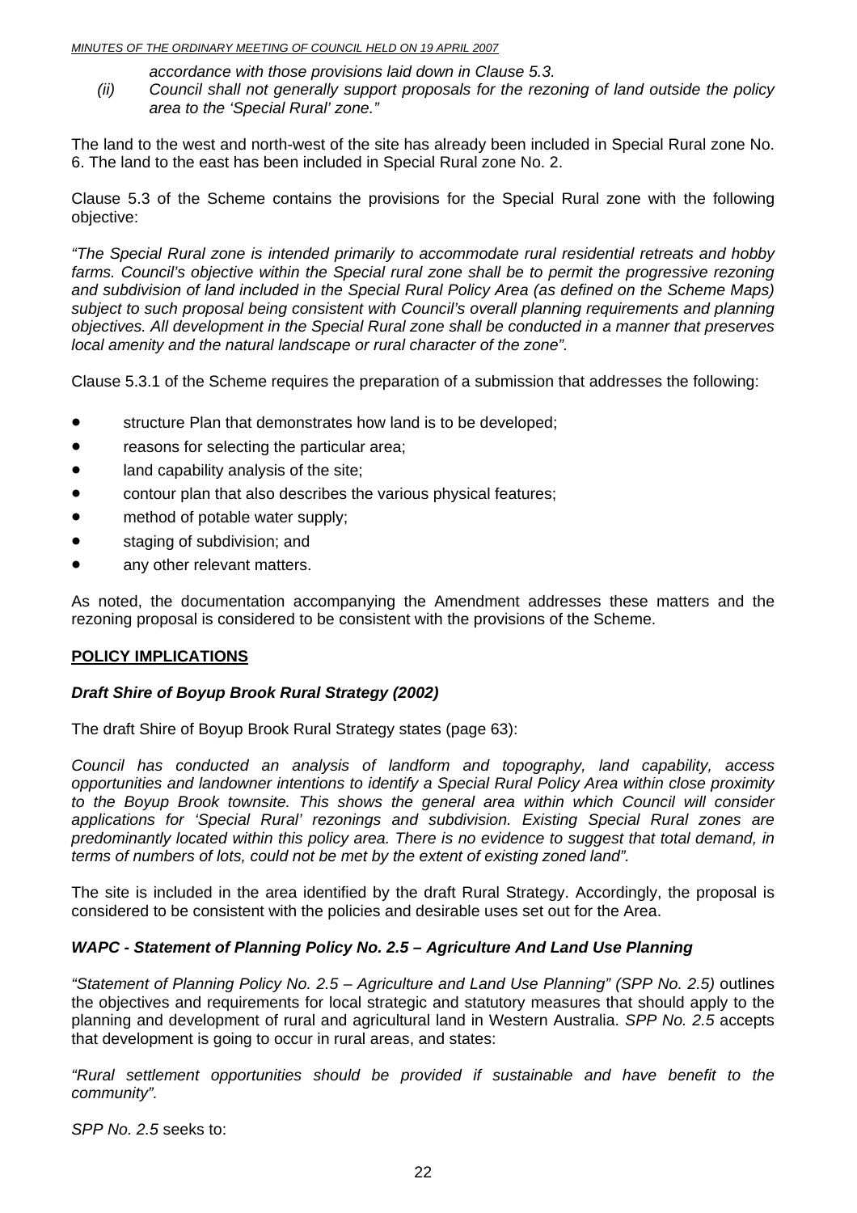*accordance with those provisions laid down in Clause 5.3.*

*(ii) Council shall not generally support proposals for the rezoning of land outside the policy area to the 'Special Rural' zone."*

The land to the west and north-west of the site has already been included in Special Rural zone No. 6. The land to the east has been included in Special Rural zone No. 2.

Clause 5.3 of the Scheme contains the provisions for the Special Rural zone with the following objective:

*"The Special Rural zone is intended primarily to accommodate rural residential retreats and hobby farms. Council's objective within the Special rural zone shall be to permit the progressive rezoning and subdivision of land included in the Special Rural Policy Area (as defined on the Scheme Maps) subject to such proposal being consistent with Council's overall planning requirements and planning objectives. All development in the Special Rural zone shall be conducted in a manner that preserves local amenity and the natural landscape or rural character of the zone".*

Clause 5.3.1 of the Scheme requires the preparation of a submission that addresses the following:

- structure Plan that demonstrates how land is to be developed;
- reasons for selecting the particular area;
- land capability analysis of the site;
- contour plan that also describes the various physical features;
- method of potable water supply;
- staging of subdivision; and
- any other relevant matters.

As noted, the documentation accompanying the Amendment addresses these matters and the rezoning proposal is considered to be consistent with the provisions of the Scheme.

**POLICY IMPLICATIONS**

***Draft Shire of Boyup Brook Rural Strategy (2002)***

The draft Shire of Boyup Brook Rural Strategy states (page 63):

*Council has conducted an analysis of landform and topography, land capability, access opportunities and landowner intentions to identify a Special Rural Policy Area within close proximity to the Boyup Brook townsite. This shows the general area within which Council will consider applications for 'Special Rural' rezonings and subdivision. Existing Special Rural zones are predominantly located within this policy area. There is no evidence to suggest that total demand, in terms of numbers of lots, could not be met by the extent of existing zoned land".*

The site is included in the area identified by the draft Rural Strategy. Accordingly, the proposal is considered to be consistent with the policies and desirable uses set out for the Area.

***WAPC - Statement of Planning Policy No. 2.5 – Agriculture And Land Use Planning***

*"Statement of Planning Policy No. 2.5 – Agriculture and Land Use Planning" (SPP No. 2.5)* outlines the objectives and requirements for local strategic and statutory measures that should apply to the planning and development of rural and agricultural land in Western Australia. *SPP No. 2.5* accepts that development is going to occur in rural areas, and states:

*"Rural settlement opportunities should be provided if sustainable and have benefit to the community".*

*SPP No. 2.5* seeks to: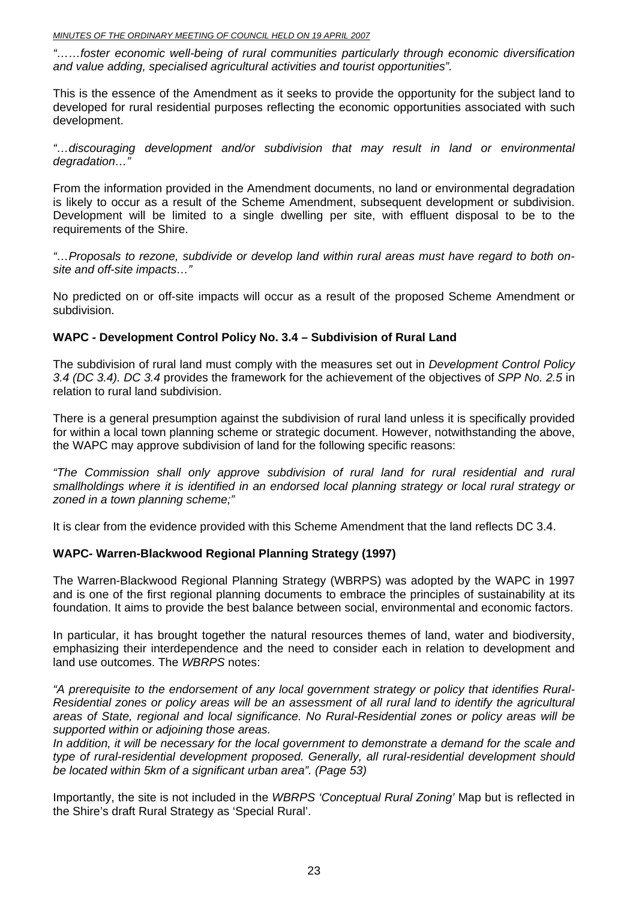*"……foster economic well-being of rural communities particularly through economic diversification and value adding, specialised agricultural activities and tourist opportunities".*

This is the essence of the Amendment as it seeks to provide the opportunity for the subject land to developed for rural residential purposes reflecting the economic opportunities associated with such development.

*"…discouraging development and/or subdivision that may result in land or environmental degradation…"*

From the information provided in the Amendment documents, no land or environmental degradation is likely to occur as a result of the Scheme Amendment, subsequent development or subdivision. Development will be limited to a single dwelling per site, with effluent disposal to be to the requirements of the Shire.

*"…Proposals to rezone, subdivide or develop land within rural areas must have regard to both on-site and off-site impacts…"*

No predicted on or off-site impacts will occur as a result of the proposed Scheme Amendment or subdivision.

**WAPC - Development Control Policy No. 3.4 – Subdivision of Rural Land**

The subdivision of rural land must comply with the measures set out in *Development Control Policy 3.4 (DC 3.4). DC 3.4* provides the framework for the achievement of the objectives of *SPP No. 2.5* in relation to rural land subdivision.

There is a general presumption against the subdivision of rural land unless it is specifically provided for within a local town planning scheme or strategic document. However, notwithstanding the above, the WAPC may approve subdivision of land for the following specific reasons:

*"The Commission shall only approve subdivision of rural land for rural residential and rural smallholdings where it is identified in an endorsed local planning strategy or local rural strategy or zoned in a town planning scheme;"*

It is clear from the evidence provided with this Scheme Amendment that the land reflects DC 3.4.

**WAPC- Warren-Blackwood Regional Planning Strategy (1997)**

The Warren-Blackwood Regional Planning Strategy (WBRPS) was adopted by the WAPC in 1997 and is one of the first regional planning documents to embrace the principles of sustainability at its foundation. It aims to provide the best balance between social, environmental and economic factors.

In particular, it has brought together the natural resources themes of land, water and biodiversity, emphasizing their interdependence and the need to consider each in relation to development and land use outcomes. The *WBRPS* notes:

*"A prerequisite to the endorsement of any local government strategy or policy that identifies Rural-Residential zones or policy areas will be an assessment of all rural land to identify the agricultural areas of State, regional and local significance. No Rural-Residential zones or policy areas will be supported within or adjoining those areas.*
*In addition, it will be necessary for the local government to demonstrate a demand for the scale and type of rural-residential development proposed. Generally, all rural-residential development should be located within 5km of a significant urban area". (Page 53)*

Importantly, the site is not included in the *WBRPS 'Conceptual Rural Zoning'* Map but is reflected in the Shire's draft Rural Strategy as 'Special Rural'.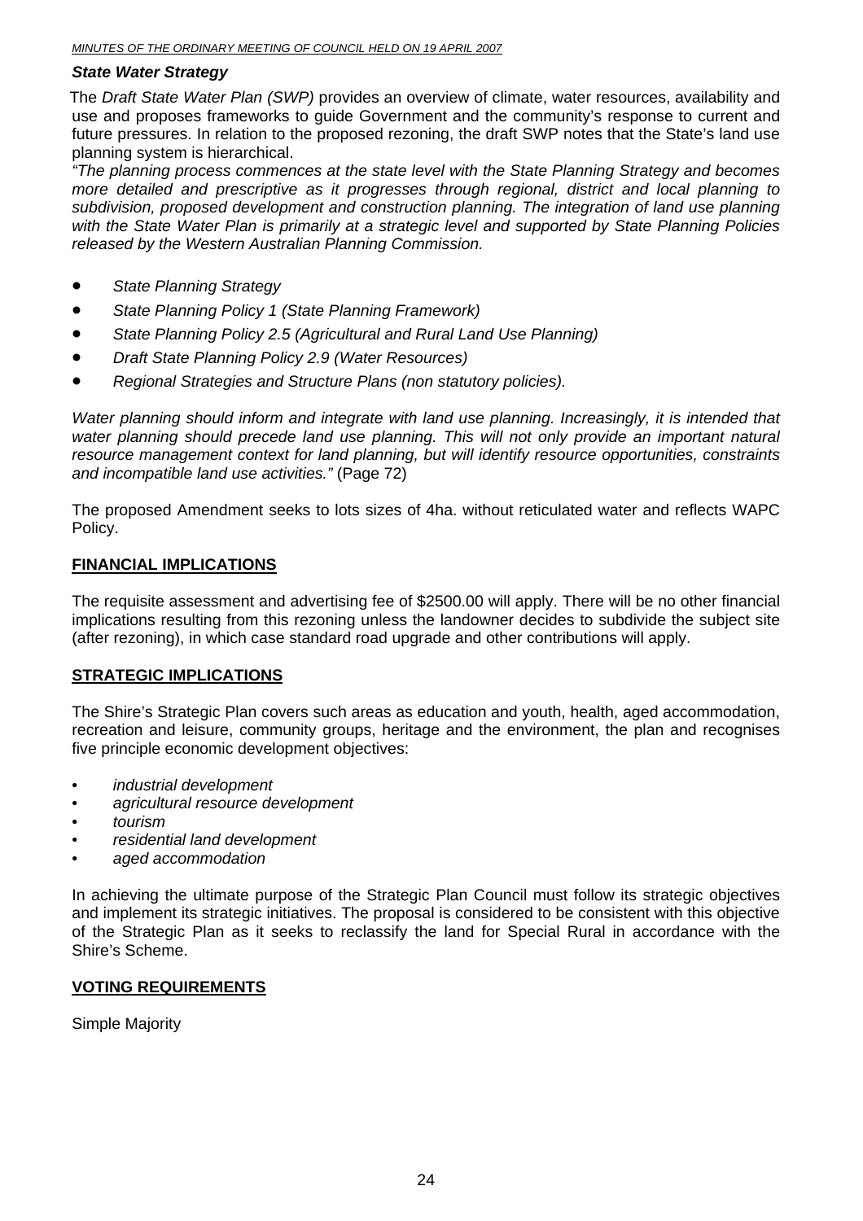### *State Water Strategy*

The *Draft State Water Plan (SWP)* provides an overview of climate, water resources, availability and use and proposes frameworks to guide Government and the community's response to current and future pressures. In relation to the proposed rezoning, the draft SWP notes that the State's land use planning system is hierarchical.

*"The planning process commences at the state level with the State Planning Strategy and becomes more detailed and prescriptive as it progresses through regional, district and local planning to subdivision, proposed development and construction planning. The integration of land use planning with the State Water Plan is primarily at a strategic level and supported by State Planning Policies released by the Western Australian Planning Commission.*

- *State Planning Strategy*
- *State Planning Policy 1 (State Planning Framework)*
- *State Planning Policy 2.5 (Agricultural and Rural Land Use Planning)*
- *Draft State Planning Policy 2.9 (Water Resources)*
- *Regional Strategies and Structure Plans (non statutory policies).*

*Water planning should inform and integrate with land use planning. Increasingly, it is intended that water planning should precede land use planning. This will not only provide an important natural resource management context for land planning, but will identify resource opportunities, constraints and incompatible land use activities."* (Page 72)

The proposed Amendment seeks to lots sizes of 4ha. without reticulated water and reflects WAPC Policy.

## FINANCIAL IMPLICATIONS

The requisite assessment and advertising fee of $2500.00 will apply. There will be no other financial implications resulting from this rezoning unless the landowner decides to subdivide the subject site (after rezoning), in which case standard road upgrade and other contributions will apply.

## STRATEGIC IMPLICATIONS

The Shire's Strategic Plan covers such areas as education and youth, health, aged accommodation, recreation and leisure, community groups, heritage and the environment, the plan and recognises five principle economic development objectives:

- *industrial development*
- *agricultural resource development*
- *tourism*
- *residential land development*
- *aged accommodation*

In achieving the ultimate purpose of the Strategic Plan Council must follow its strategic objectives and implement its strategic initiatives. The proposal is considered to be consistent with this objective of the Strategic Plan as it seeks to reclassify the land for Special Rural in accordance with the Shire's Scheme.

## VOTING REQUIREMENTS

Simple Majority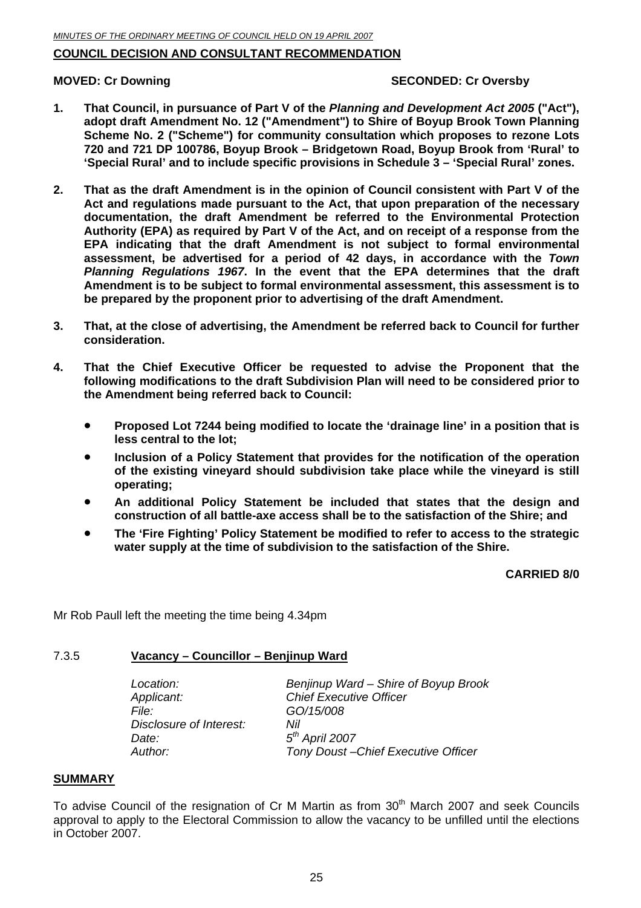**COUNCIL DECISION AND CONSULTANT RECOMMENDATION**

**MOVED: Cr Downing** **SECONDED: Cr Oversby**

1. **That Council, in pursuance of Part V of the *Planning and Development Act 2005* ("Act"), adopt draft Amendment No. 12 ("Amendment") to Shire of Boyup Brook Town Planning Scheme No. 2 ("Scheme") for community consultation which proposes to rezone Lots 720 and 721 DP 100786, Boyup Brook – Bridgetown Road, Boyup Brook from 'Rural' to 'Special Rural' and to include specific provisions in Schedule 3 – 'Special Rural' zones.**

2. **That as the draft Amendment is in the opinion of Council consistent with Part V of the Act and regulations made pursuant to the Act, that upon preparation of the necessary documentation, the draft Amendment be referred to the Environmental Protection Authority (EPA) as required by Part V of the Act, and on receipt of a response from the EPA indicating that the draft Amendment is not subject to formal environmental assessment, be advertised for a period of 42 days, in accordance with the *Town Planning Regulations 1967*. In the event that the EPA determines that the draft Amendment is to be subject to formal environmental assessment, this assessment is to be prepared by the proponent prior to advertising of the draft Amendment.**

3. **That, at the close of advertising, the Amendment be referred back to Council for further consideration.**

4. **That the Chief Executive Officer be requested to advise the Proponent that the following modifications to the draft Subdivision Plan will need to be considered prior to the Amendment being referred back to Council:**

   - **Proposed Lot 7244 being modified to locate the 'drainage line' in a position that is less central to the lot;**
   - **Inclusion of a Policy Statement that provides for the notification of the operation of the existing vineyard should subdivision take place while the vineyard is still operating;**
   - **An additional Policy Statement be included that states that the design and construction of all battle-axe access shall be to the satisfaction of the Shire; and**
   - **The 'Fire Fighting' Policy Statement be modified to refer to access to the strategic water supply at the time of subdivision to the satisfaction of the Shire.**

**CARRIED 8/0**

Mr Rob Paull left the meeting the time being 4.34pm

## 7.3.5 Vacancy – Councillor – Benjinup Ward

| | |
|---|---|
| *Location:* | *Benjinup Ward – Shire of Boyup Brook* |
| *Applicant:* | *Chief Executive Officer* |
| *File:* | *GO/15/008* |
| *Disclosure of Interest:* | *Nil* |
| *Date:* | *5th April 2007* |
| *Author:* | *Tony Doust –Chief Executive Officer* |

**SUMMARY**

To advise Council of the resignation of Cr M Martin as from 30th March 2007 and seek Councils approval to apply to the Electoral Commission to allow the vacancy to be unfilled until the elections in October 2007.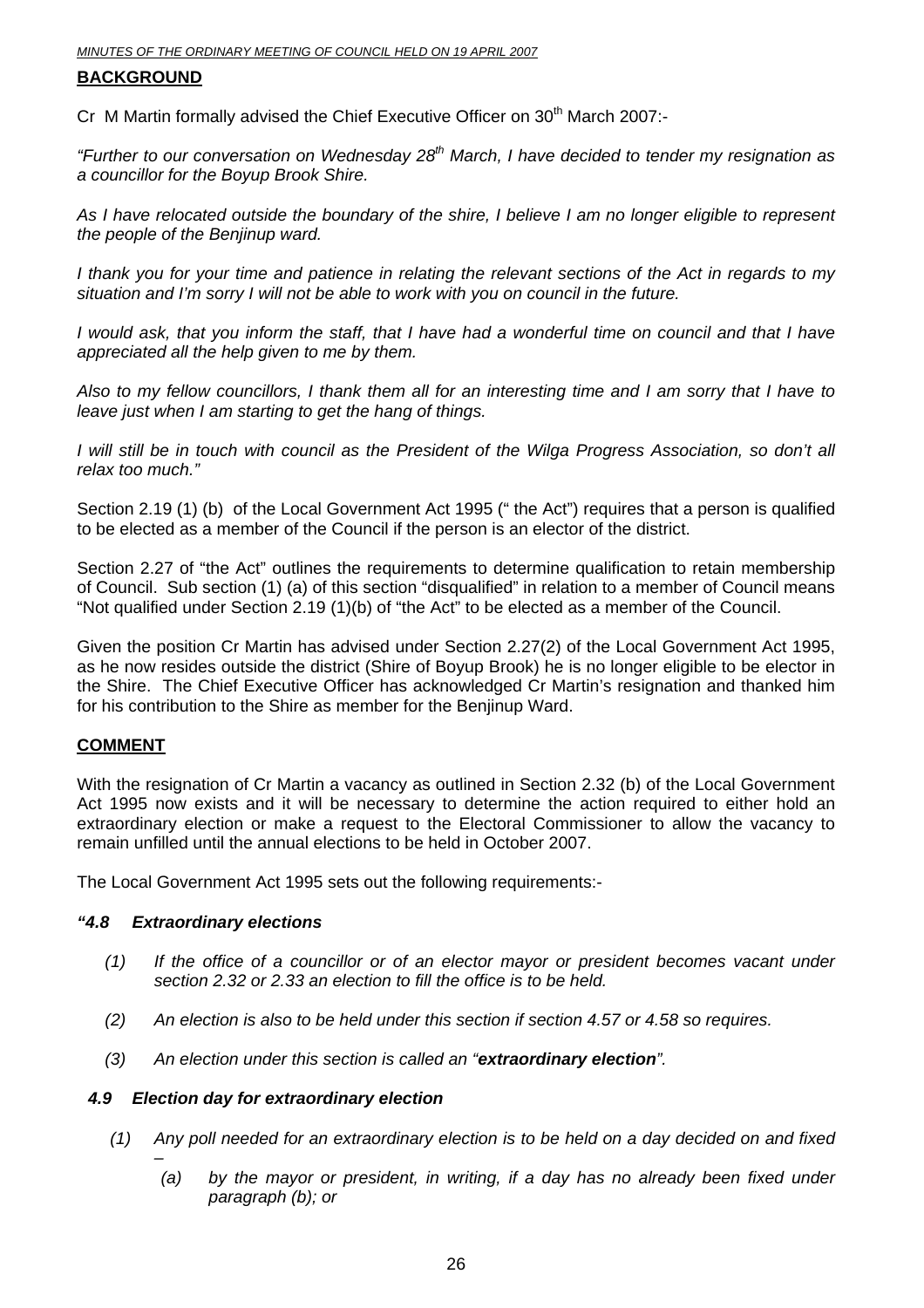## BACKGROUND

Cr M Martin formally advised the Chief Executive Officer on 30th March 2007:-

*"Further to our conversation on Wednesday 28th March, I have decided to tender my resignation as a councillor for the Boyup Brook Shire.*

*As I have relocated outside the boundary of the shire, I believe I am no longer eligible to represent the people of the Benjinup ward.*

*I thank you for your time and patience in relating the relevant sections of the Act in regards to my situation and I'm sorry I will not be able to work with you on council in the future.*

*I would ask, that you inform the staff, that I have had a wonderful time on council and that I have appreciated all the help given to me by them.*

*Also to my fellow councillors, I thank them all for an interesting time and I am sorry that I have to leave just when I am starting to get the hang of things.*

*I will still be in touch with council as the President of the Wilga Progress Association, so don't all relax too much."*

Section 2.19 (1) (b) of the Local Government Act 1995 (" the Act") requires that a person is qualified to be elected as a member of the Council if the person is an elector of the district.

Section 2.27 of "the Act" outlines the requirements to determine qualification to retain membership of Council. Sub section (1) (a) of this section "disqualified" in relation to a member of Council means "Not qualified under Section 2.19 (1)(b) of "the Act" to be elected as a member of the Council.

Given the position Cr Martin has advised under Section 2.27(2) of the Local Government Act 1995, as he now resides outside the district (Shire of Boyup Brook) he is no longer eligible to be elector in the Shire. The Chief Executive Officer has acknowledged Cr Martin's resignation and thanked him for his contribution to the Shire as member for the Benjinup Ward.

## COMMENT

With the resignation of Cr Martin a vacancy as outlined in Section 2.32 (b) of the Local Government Act 1995 now exists and it will be necessary to determine the action required to either hold an extraordinary election or make a request to the Electoral Commissioner to allow the vacancy to remain unfilled until the annual elections to be held in October 2007.

The Local Government Act 1995 sets out the following requirements:-

***"4.8 Extraordinary elections***

*(1) If the office of a councillor or of an elector mayor or president becomes vacant under section 2.32 or 2.33 an election to fill the office is to be held.*

*(2) An election is also to be held under this section if section 4.57 or 4.58 so requires.*

*(3) An election under this section is called an "**extraordinary election**".*

***4.9 Election day for extraordinary election***

*(1) Any poll needed for an extraordinary election is to be held on a day decided on and fixed –*

*(a) by the mayor or president, in writing, if a day has no already been fixed under paragraph (b); or*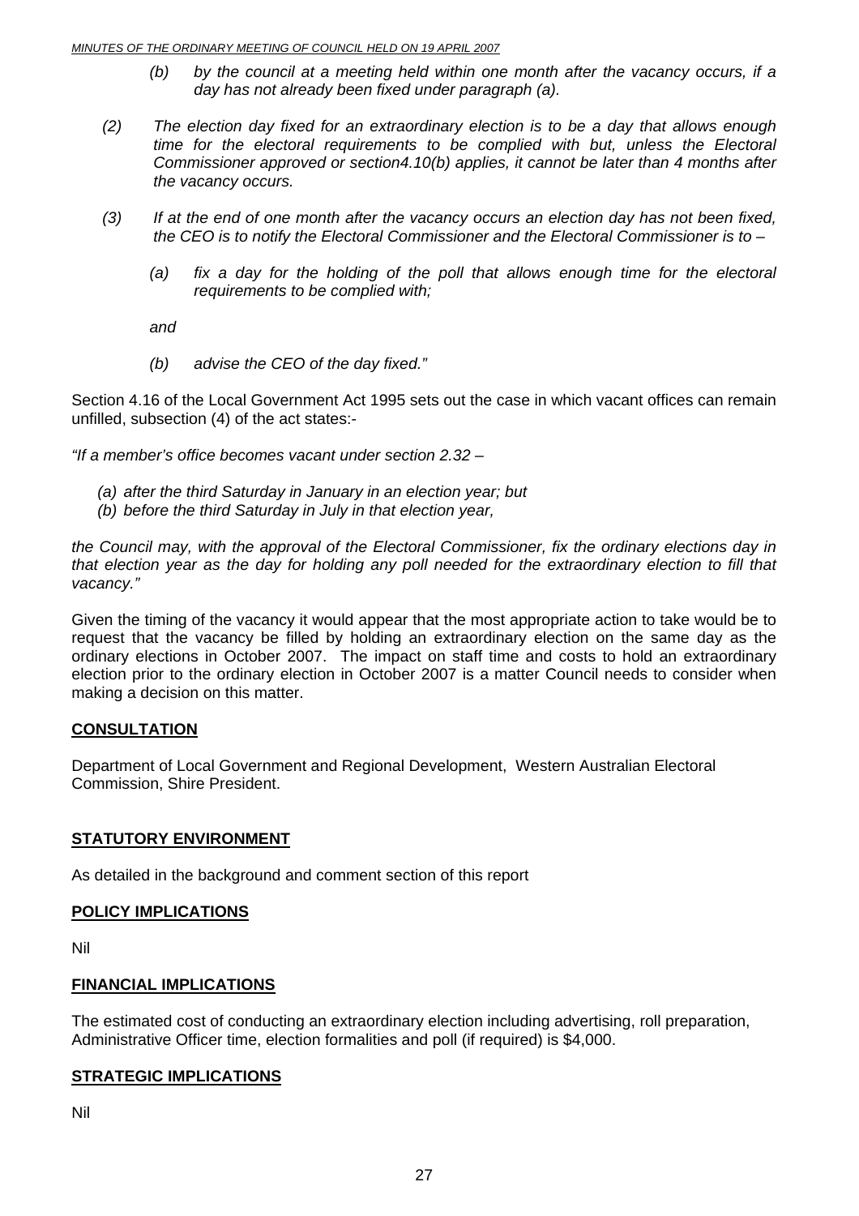> *(b) by the council at a meeting held within one month after the vacancy occurs, if a day has not already been fixed under paragraph (a).*

> *(2) The election day fixed for an extraordinary election is to be a day that allows enough time for the electoral requirements to be complied with but, unless the Electoral Commissioner approved or section4.10(b) applies, it cannot be later than 4 months after the vacancy occurs.*

> *(3) If at the end of one month after the vacancy occurs an election day has not been fixed, the CEO is to notify the Electoral Commissioner and the Electoral Commissioner is to –*
>
> *(a) fix a day for the holding of the poll that allows enough time for the electoral requirements to be complied with;*
>
> *and*
>
> *(b) advise the CEO of the day fixed."*

Section 4.16 of the Local Government Act 1995 sets out the case in which vacant offices can remain unfilled, subsection (4) of the act states:-

*"If a member's office becomes vacant under section 2.32 –*

- *(a) after the third Saturday in January in an election year; but*
- *(b) before the third Saturday in July in that election year,*

*the Council may, with the approval of the Electoral Commissioner, fix the ordinary elections day in that election year as the day for holding any poll needed for the extraordinary election to fill that vacancy."*

Given the timing of the vacancy it would appear that the most appropriate action to take would be to request that the vacancy be filled by holding an extraordinary election on the same day as the ordinary elections in October 2007. The impact on staff time and costs to hold an extraordinary election prior to the ordinary election in October 2007 is a matter Council needs to consider when making a decision on this matter.

## CONSULTATION

Department of Local Government and Regional Development, Western Australian Electoral Commission, Shire President.

## STATUTORY ENVIRONMENT

As detailed in the background and comment section of this report

## POLICY IMPLICATIONS

Nil

## FINANCIAL IMPLICATIONS

The estimated cost of conducting an extraordinary election including advertising, roll preparation, Administrative Officer time, election formalities and poll (if required) is $4,000.

## STRATEGIC IMPLICATIONS

Nil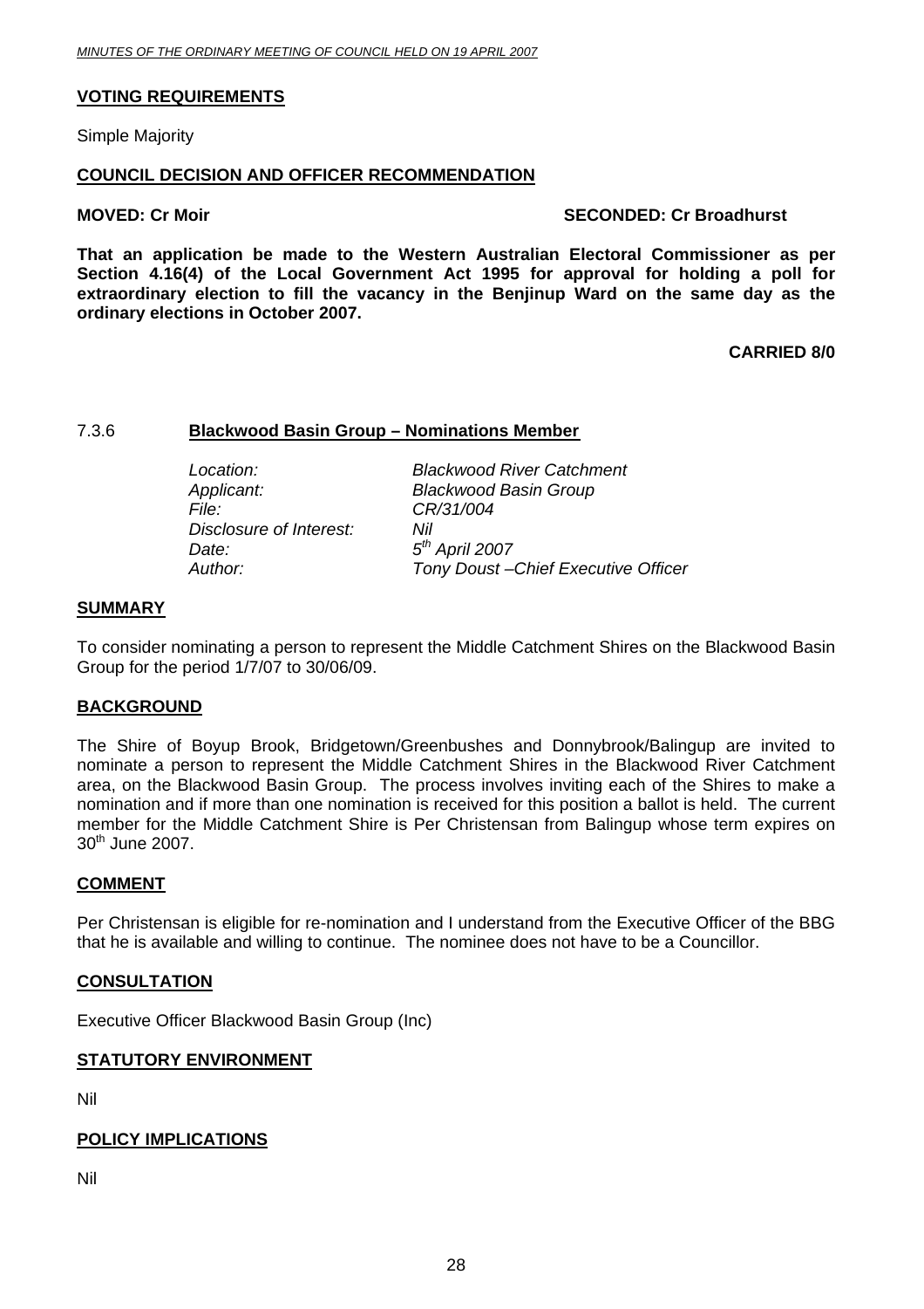**VOTING REQUIREMENTS**

Simple Majority

**COUNCIL DECISION AND OFFICER RECOMMENDATION**

**MOVED: Cr Moir SECONDED: Cr Broadhurst**

**That an application be made to the Western Australian Electoral Commissioner as per Section 4.16(4) of the Local Government Act 1995 for approval for holding a poll for extraordinary election to fill the vacancy in the Benjinup Ward on the same day as the ordinary elections in October 2007.**

**CARRIED 8/0**

## 7.3.6 Blackwood Basin Group – Nominations Member

| | |
|---|---|
| *Location:* | *Blackwood River Catchment* |
| *Applicant:* | *Blackwood Basin Group* |
| *File:* | *CR/31/004* |
| *Disclosure of Interest:* | *Nil* |
| *Date:* | *5th April 2007* |
| *Author:* | *Tony Doust –Chief Executive Officer* |

**SUMMARY**

To consider nominating a person to represent the Middle Catchment Shires on the Blackwood Basin Group for the period 1/7/07 to 30/06/09.

**BACKGROUND**

The Shire of Boyup Brook, Bridgetown/Greenbushes and Donnybrook/Balingup are invited to nominate a person to represent the Middle Catchment Shires in the Blackwood River Catchment area, on the Blackwood Basin Group. The process involves inviting each of the Shires to make a nomination and if more than one nomination is received for this position a ballot is held. The current member for the Middle Catchment Shire is Per Christensan from Balingup whose term expires on 30th June 2007.

**COMMENT**

Per Christensan is eligible for re-nomination and I understand from the Executive Officer of the BBG that he is available and willing to continue. The nominee does not have to be a Councillor.

**CONSULTATION**

Executive Officer Blackwood Basin Group (Inc)

**STATUTORY ENVIRONMENT**

Nil

**POLICY IMPLICATIONS**

Nil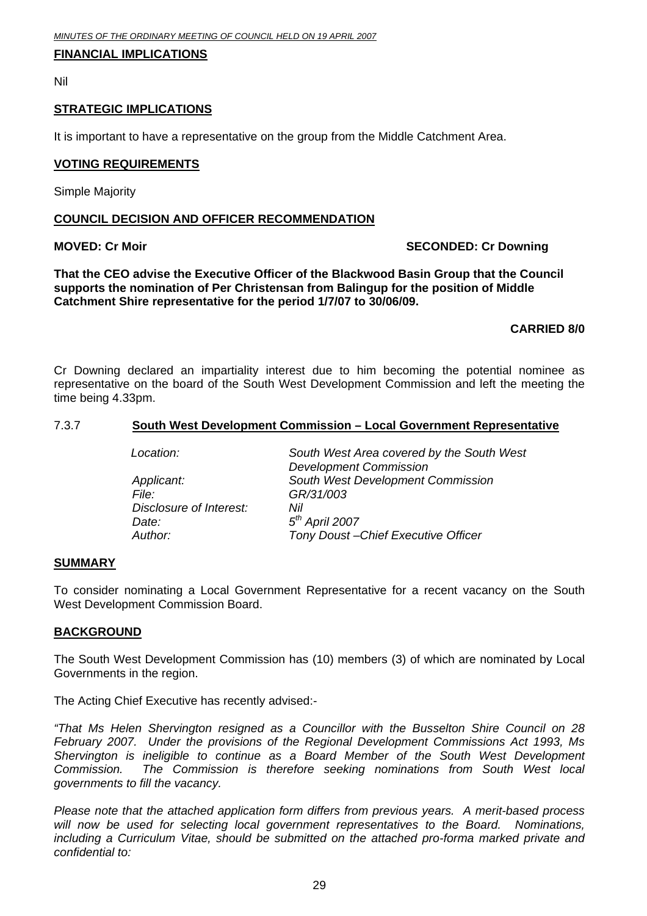**FINANCIAL IMPLICATIONS**

Nil

**STRATEGIC IMPLICATIONS**

It is important to have a representative on the group from the Middle Catchment Area.

**VOTING REQUIREMENTS**

Simple Majority

**COUNCIL DECISION AND OFFICER RECOMMENDATION**

**MOVED: Cr Moir** **SECONDED: Cr Downing**

**That the CEO advise the Executive Officer of the Blackwood Basin Group that the Council supports the nomination of Per Christensan from Balingup for the position of Middle Catchment Shire representative for the period 1/7/07 to 30/06/09.**

**CARRIED 8/0**

Cr Downing declared an impartiality interest due to him becoming the potential nominee as representative on the board of the South West Development Commission and left the meeting the time being 4.33pm.

## 7.3.7 South West Development Commission – Local Government Representative

| | |
|---|---|
| *Location:* | *South West Area covered by the South West Development Commission* |
| *Applicant:* | *South West Development Commission* |
| *File:* | *GR/31/003* |
| *Disclosure of Interest:* | *Nil* |
| *Date:* | *5th April 2007* |
| *Author:* | *Tony Doust –Chief Executive Officer* |

**SUMMARY**

To consider nominating a Local Government Representative for a recent vacancy on the South West Development Commission Board.

**BACKGROUND**

The South West Development Commission has (10) members (3) of which are nominated by Local Governments in the region.

The Acting Chief Executive has recently advised:-

*"That Ms Helen Shervington resigned as a Councillor with the Busselton Shire Council on 28 February 2007. Under the provisions of the Regional Development Commissions Act 1993, Ms Shervington is ineligible to continue as a Board Member of the South West Development Commission. The Commission is therefore seeking nominations from South West local governments to fill the vacancy.*

*Please note that the attached application form differs from previous years. A merit-based process will now be used for selecting local government representatives to the Board. Nominations, including a Curriculum Vitae, should be submitted on the attached pro-forma marked private and confidential to:*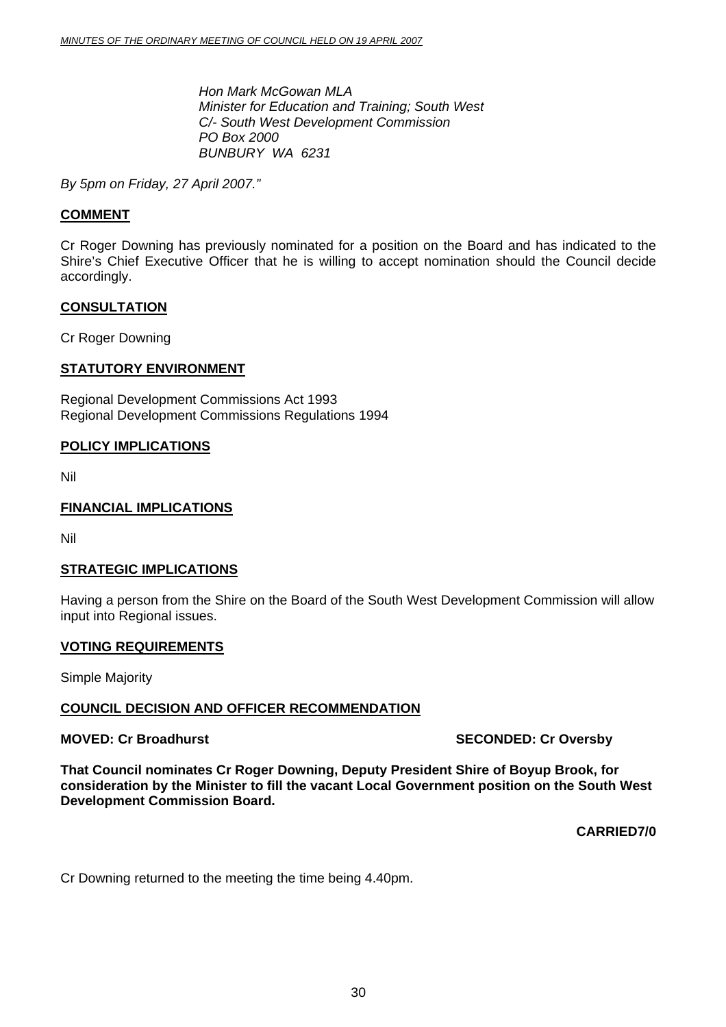*Hon Mark McGowan MLA*
*Minister for Education and Training; South West*
*C/- South West Development Commission*
*PO Box 2000*
*BUNBURY WA 6231*

*By 5pm on Friday, 27 April 2007."*

**COMMENT**

Cr Roger Downing has previously nominated for a position on the Board and has indicated to the Shire's Chief Executive Officer that he is willing to accept nomination should the Council decide accordingly.

**CONSULTATION**

Cr Roger Downing

**STATUTORY ENVIRONMENT**

Regional Development Commissions Act 1993
Regional Development Commissions Regulations 1994

**POLICY IMPLICATIONS**

Nil

**FINANCIAL IMPLICATIONS**

Nil

**STRATEGIC IMPLICATIONS**

Having a person from the Shire on the Board of the South West Development Commission will allow input into Regional issues.

**VOTING REQUIREMENTS**

Simple Majority

**COUNCIL DECISION AND OFFICER RECOMMENDATION**

**MOVED: Cr Broadhurst** **SECONDED: Cr Oversby**

**That Council nominates Cr Roger Downing, Deputy President Shire of Boyup Brook, for consideration by the Minister to fill the vacant Local Government position on the South West Development Commission Board.**

**CARRIED7/0**

Cr Downing returned to the meeting the time being 4.40pm.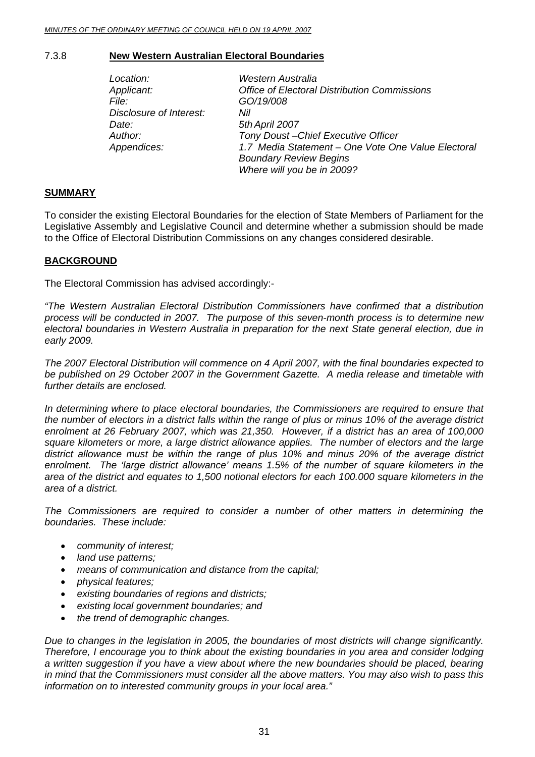### 7.3.8 **New Western Australian Electoral Boundaries**

*Location:* *Western Australia*
*Applicant:* *Office of Electoral Distribution Commissions*
*File:* *GO/19/008*
*Disclosure of Interest:* *Nil*
*Date:* *5th April 2007*
*Author:* *Tony Doust –Chief Executive Officer*
*Appendices:* *1.7 Media Statement – One Vote One Value Electoral Boundary Review Begins*
*Where will you be in 2009?*

## **SUMMARY**

To consider the existing Electoral Boundaries for the election of State Members of Parliament for the Legislative Assembly and Legislative Council and determine whether a submission should be made to the Office of Electoral Distribution Commissions on any changes considered desirable.

## **BACKGROUND**

The Electoral Commission has advised accordingly:-

*"The Western Australian Electoral Distribution Commissioners have confirmed that a distribution process will be conducted in 2007. The purpose of this seven-month process is to determine new electoral boundaries in Western Australia in preparation for the next State general election, due in early 2009.*

*The 2007 Electoral Distribution will commence on 4 April 2007, with the final boundaries expected to be published on 29 October 2007 in the Government Gazette. A media release and timetable with further details are enclosed.*

*In determining where to place electoral boundaries, the Commissioners are required to ensure that the number of electors in a district falls within the range of plus or minus 10% of the average district enrolment at 26 February 2007, which was 21,350. However, if a district has an area of 100,000 square kilometers or more, a large district allowance applies. The number of electors and the large district allowance must be within the range of plus 10% and minus 20% of the average district enrolment. The 'large district allowance' means 1.5% of the number of square kilometers in the area of the district and equates to 1,500 notional electors for each 100.000 square kilometers in the area of a district.*

*The Commissioners are required to consider a number of other matters in determining the boundaries. These include:*

- *community of interest;*
- *land use patterns;*
- *means of communication and distance from the capital;*
- *physical features;*
- *existing boundaries of regions and districts;*
- *existing local government boundaries; and*
- *the trend of demographic changes.*

*Due to changes in the legislation in 2005, the boundaries of most districts will change significantly. Therefore, I encourage you to think about the existing boundaries in you area and consider lodging a written suggestion if you have a view about where the new boundaries should be placed, bearing in mind that the Commissioners must consider all the above matters. You may also wish to pass this information on to interested community groups in your local area."*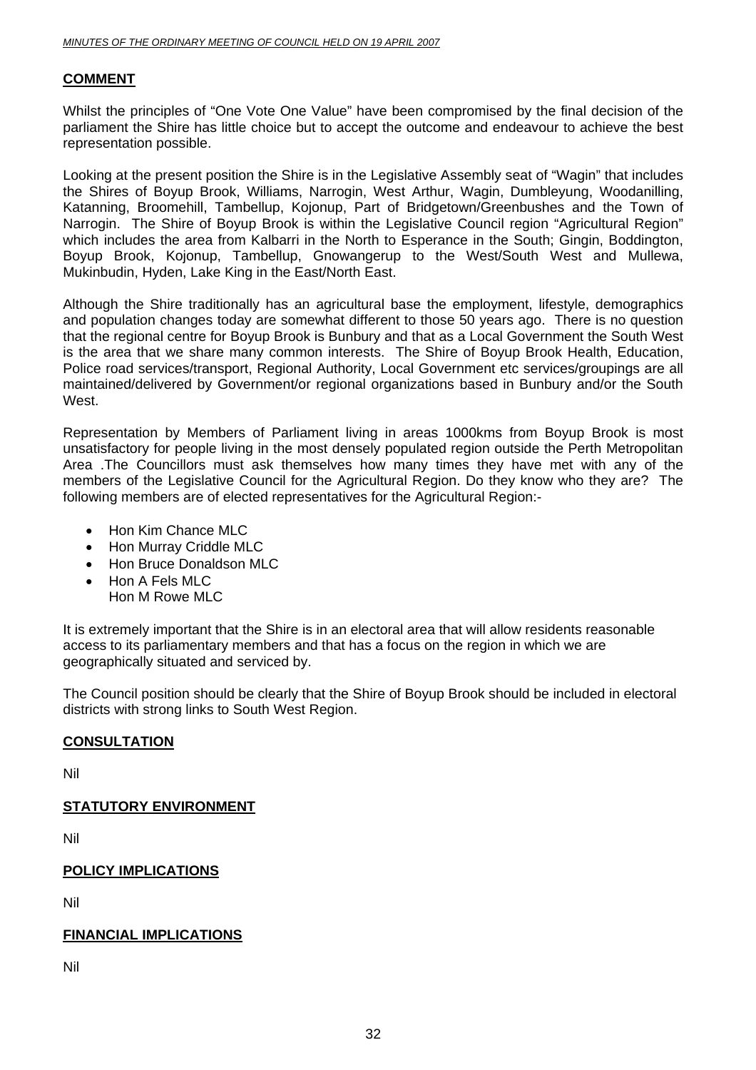## COMMENT

Whilst the principles of "One Vote One Value" have been compromised by the final decision of the parliament the Shire has little choice but to accept the outcome and endeavour to achieve the best representation possible.

Looking at the present position the Shire is in the Legislative Assembly seat of "Wagin" that includes the Shires of Boyup Brook, Williams, Narrogin, West Arthur, Wagin, Dumbleyung, Woodanilling, Katanning, Broomehill, Tambellup, Kojonup, Part of Bridgetown/Greenbushes and the Town of Narrogin. The Shire of Boyup Brook is within the Legislative Council region "Agricultural Region" which includes the area from Kalbarri in the North to Esperance in the South; Gingin, Boddington, Boyup Brook, Kojonup, Tambellup, Gnowangerup to the West/South West and Mullewa, Mukinbudin, Hyden, Lake King in the East/North East.

Although the Shire traditionally has an agricultural base the employment, lifestyle, demographics and population changes today are somewhat different to those 50 years ago. There is no question that the regional centre for Boyup Brook is Bunbury and that as a Local Government the South West is the area that we share many common interests. The Shire of Boyup Brook Health, Education, Police road services/transport, Regional Authority, Local Government etc services/groupings are all maintained/delivered by Government/or regional organizations based in Bunbury and/or the South West.

Representation by Members of Parliament living in areas 1000kms from Boyup Brook is most unsatisfactory for people living in the most densely populated region outside the Perth Metropolitan Area .The Councillors must ask themselves how many times they have met with any of the members of the Legislative Council for the Agricultural Region. Do they know who they are? The following members are of elected representatives for the Agricultural Region:-

- Hon Kim Chance MLC
- Hon Murray Criddle MLC
- Hon Bruce Donaldson MLC
- Hon A Fels MLC
  Hon M Rowe MLC

It is extremely important that the Shire is in an electoral area that will allow residents reasonable access to its parliamentary members and that has a focus on the region in which we are geographically situated and serviced by.

The Council position should be clearly that the Shire of Boyup Brook should be included in electoral districts with strong links to South West Region.

## CONSULTATION

Nil

## STATUTORY ENVIRONMENT

Nil

## POLICY IMPLICATIONS

Nil

## FINANCIAL IMPLICATIONS

Nil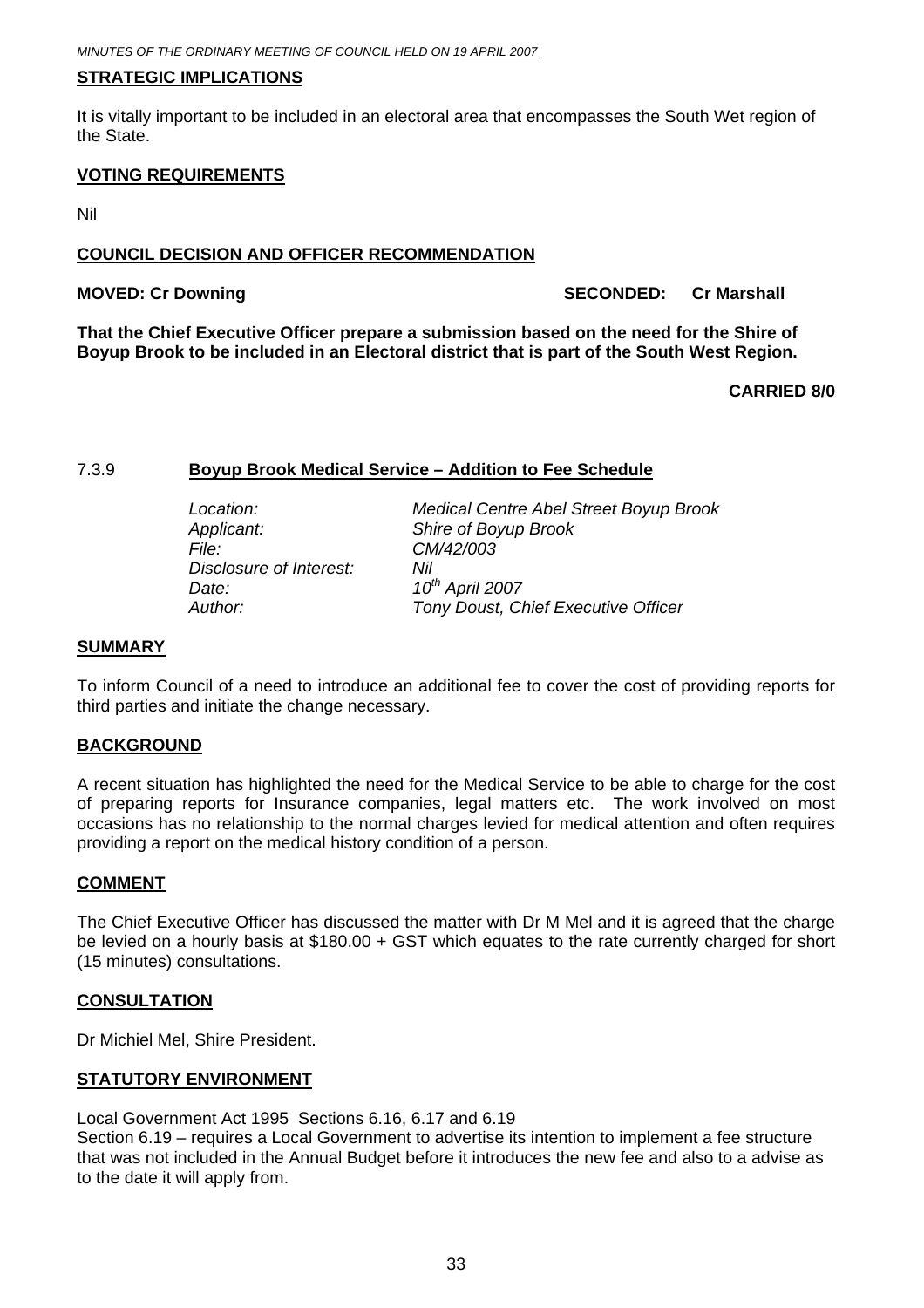**STRATEGIC IMPLICATIONS**

It is vitally important to be included in an electoral area that encompasses the South Wet region of the State.

**VOTING REQUIREMENTS**

Nil

**COUNCIL DECISION AND OFFICER RECOMMENDATION**

**MOVED: Cr Downing SECONDED: Cr Marshall**

**That the Chief Executive Officer prepare a submission based on the need for the Shire of Boyup Brook to be included in an Electoral district that is part of the South West Region.**

**CARRIED 8/0**

### 7.3.9 Boyup Brook Medical Service – Addition to Fee Schedule

| | |
|---|---|
| *Location:* | *Medical Centre Abel Street Boyup Brook* |
| *Applicant:* | *Shire of Boyup Brook* |
| *File:* | *CM/42/003* |
| *Disclosure of Interest:* | *Nil* |
| *Date:* | *10th April 2007* |
| *Author:* | *Tony Doust, Chief Executive Officer* |

**SUMMARY**

To inform Council of a need to introduce an additional fee to cover the cost of providing reports for third parties and initiate the change necessary.

**BACKGROUND**

A recent situation has highlighted the need for the Medical Service to be able to charge for the cost of preparing reports for Insurance companies, legal matters etc. The work involved on most occasions has no relationship to the normal charges levied for medical attention and often requires providing a report on the medical history condition of a person.

**COMMENT**

The Chief Executive Officer has discussed the matter with Dr M Mel and it is agreed that the charge be levied on a hourly basis at $180.00 + GST which equates to the rate currently charged for short (15 minutes) consultations.

**CONSULTATION**

Dr Michiel Mel, Shire President.

**STATUTORY ENVIRONMENT**

Local Government Act 1995 Sections 6.16, 6.17 and 6.19
Section 6.19 – requires a Local Government to advertise its intention to implement a fee structure that was not included in the Annual Budget before it introduces the new fee and also to a advise as to the date it will apply from.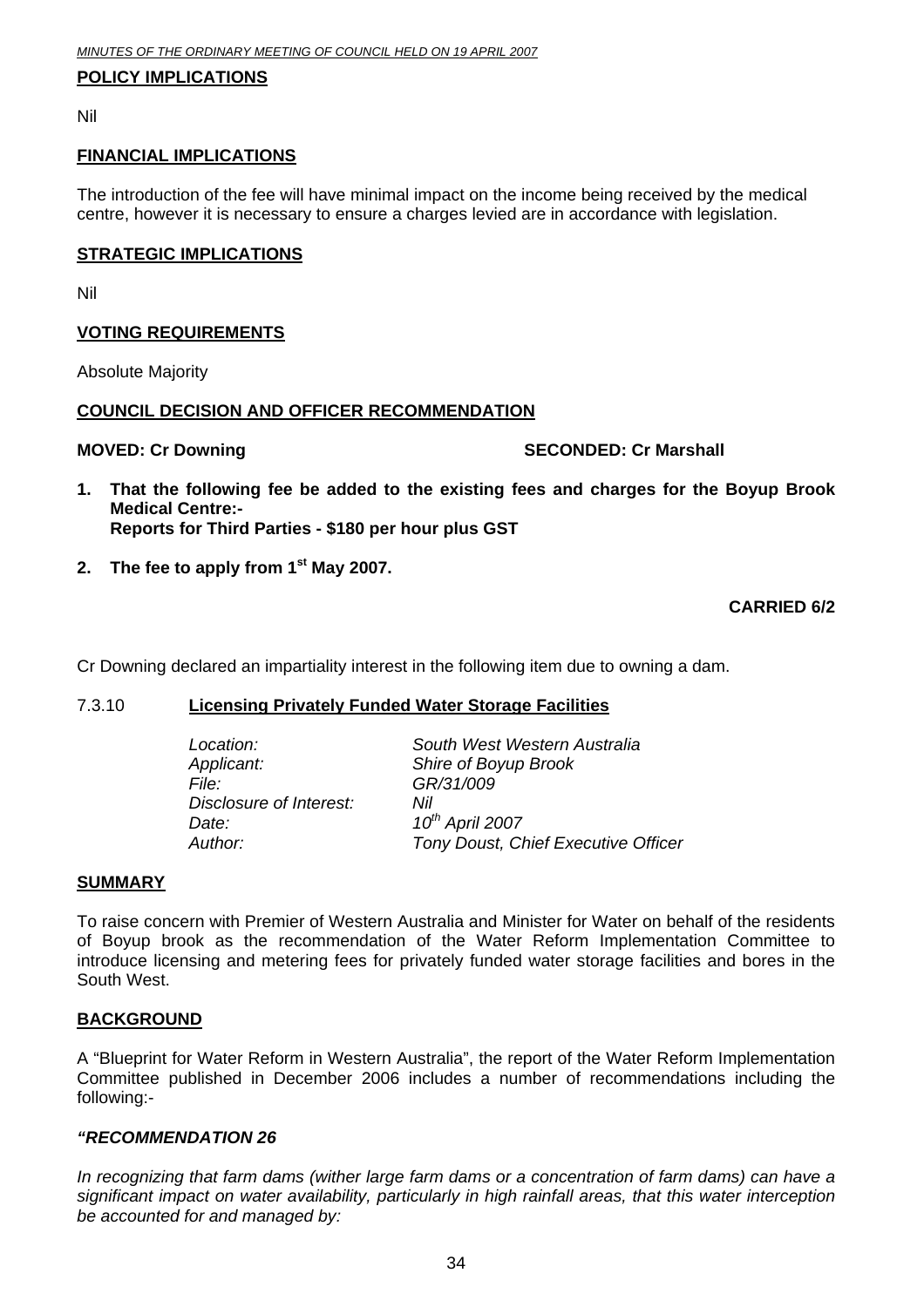**POLICY IMPLICATIONS**

Nil

**FINANCIAL IMPLICATIONS**

The introduction of the fee will have minimal impact on the income being received by the medical centre, however it is necessary to ensure a charges levied are in accordance with legislation.

**STRATEGIC IMPLICATIONS**

Nil

**VOTING REQUIREMENTS**

Absolute Majority

**COUNCIL DECISION AND OFFICER RECOMMENDATION**

**MOVED: Cr Downing** **SECONDED: Cr Marshall**

1. **That the following fee be added to the existing fees and charges for the Boyup Brook Medical Centre:-**
   **Reports for Third Parties - $180 per hour plus GST**
2. **The fee to apply from 1st May 2007.**

**CARRIED 6/2**

Cr Downing declared an impartiality interest in the following item due to owning a dam.

7.3.10 **Licensing Privately Funded Water Storage Facilities**

| | |
|---|---|
| *Location:* | *South West Western Australia* |
| *Applicant:* | *Shire of Boyup Brook* |
| *File:* | *GR/31/009* |
| *Disclosure of Interest:* | *Nil* |
| *Date:* | *10th April 2007* |
| *Author:* | *Tony Doust, Chief Executive Officer* |

**SUMMARY**

To raise concern with Premier of Western Australia and Minister for Water on behalf of the residents of Boyup brook as the recommendation of the Water Reform Implementation Committee to introduce licensing and metering fees for privately funded water storage facilities and bores in the South West.

**BACKGROUND**

A "Blueprint for Water Reform in Western Australia", the report of the Water Reform Implementation Committee published in December 2006 includes a number of recommendations including the following:-

***"RECOMMENDATION 26***

*In recognizing that farm dams (wither large farm dams or a concentration of farm dams) can have a significant impact on water availability, particularly in high rainfall areas, that this water interception be accounted for and managed by:*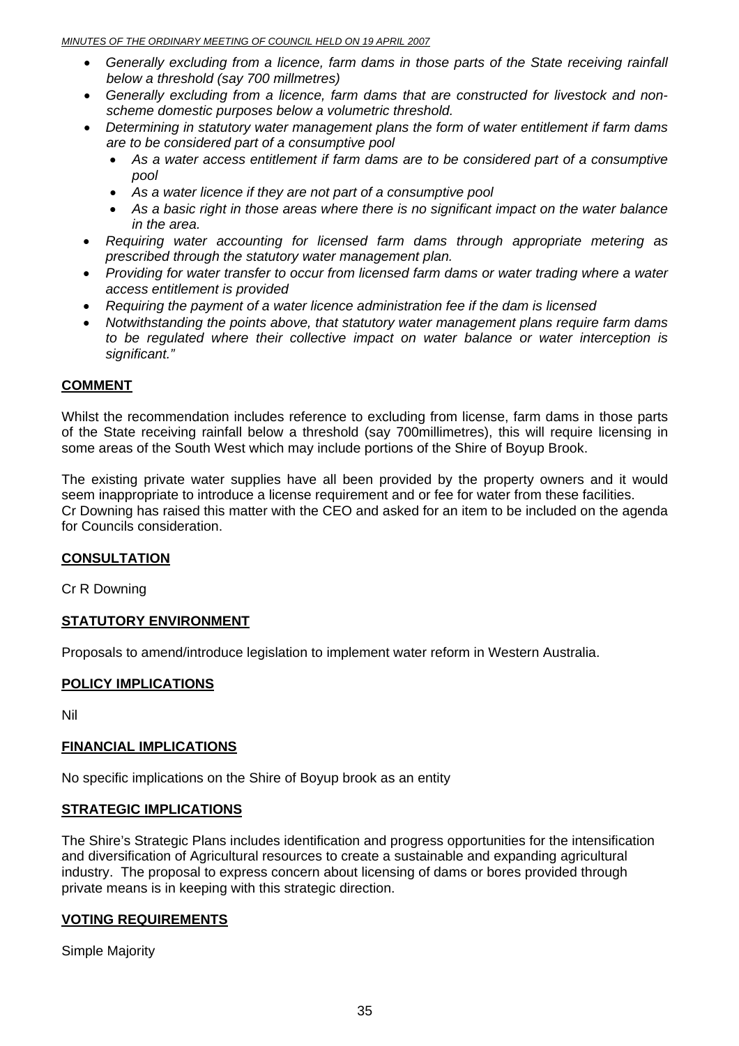- *Generally excluding from a licence, farm dams in those parts of the State receiving rainfall below a threshold (say 700 millmetres)*
- *Generally excluding from a licence, farm dams that are constructed for livestock and non-scheme domestic purposes below a volumetric threshold.*
- *Determining in statutory water management plans the form of water entitlement if farm dams are to be considered part of a consumptive pool*
  - *As a water access entitlement if farm dams are to be considered part of a consumptive pool*
  - *As a water licence if they are not part of a consumptive pool*
  - *As a basic right in those areas where there is no significant impact on the water balance in the area.*
- *Requiring water accounting for licensed farm dams through appropriate metering as prescribed through the statutory water management plan.*
- *Providing for water transfer to occur from licensed farm dams or water trading where a water access entitlement is provided*
- *Requiring the payment of a water licence administration fee if the dam is licensed*
- *Notwithstanding the points above, that statutory water management plans require farm dams to be regulated where their collective impact on water balance or water interception is significant."*

## COMMENT

Whilst the recommendation includes reference to excluding from license, farm dams in those parts of the State receiving rainfall below a threshold (say 700millimetres), this will require licensing in some areas of the South West which may include portions of the Shire of Boyup Brook.

The existing private water supplies have all been provided by the property owners and it would seem inappropriate to introduce a license requirement and or fee for water from these facilities. Cr Downing has raised this matter with the CEO and asked for an item to be included on the agenda for Councils consideration.

## CONSULTATION

Cr R Downing

## STATUTORY ENVIRONMENT

Proposals to amend/introduce legislation to implement water reform in Western Australia.

## POLICY IMPLICATIONS

Nil

## FINANCIAL IMPLICATIONS

No specific implications on the Shire of Boyup brook as an entity

## STRATEGIC IMPLICATIONS

The Shire's Strategic Plans includes identification and progress opportunities for the intensification and diversification of Agricultural resources to create a sustainable and expanding agricultural industry. The proposal to express concern about licensing of dams or bores provided through private means is in keeping with this strategic direction.

## VOTING REQUIREMENTS

Simple Majority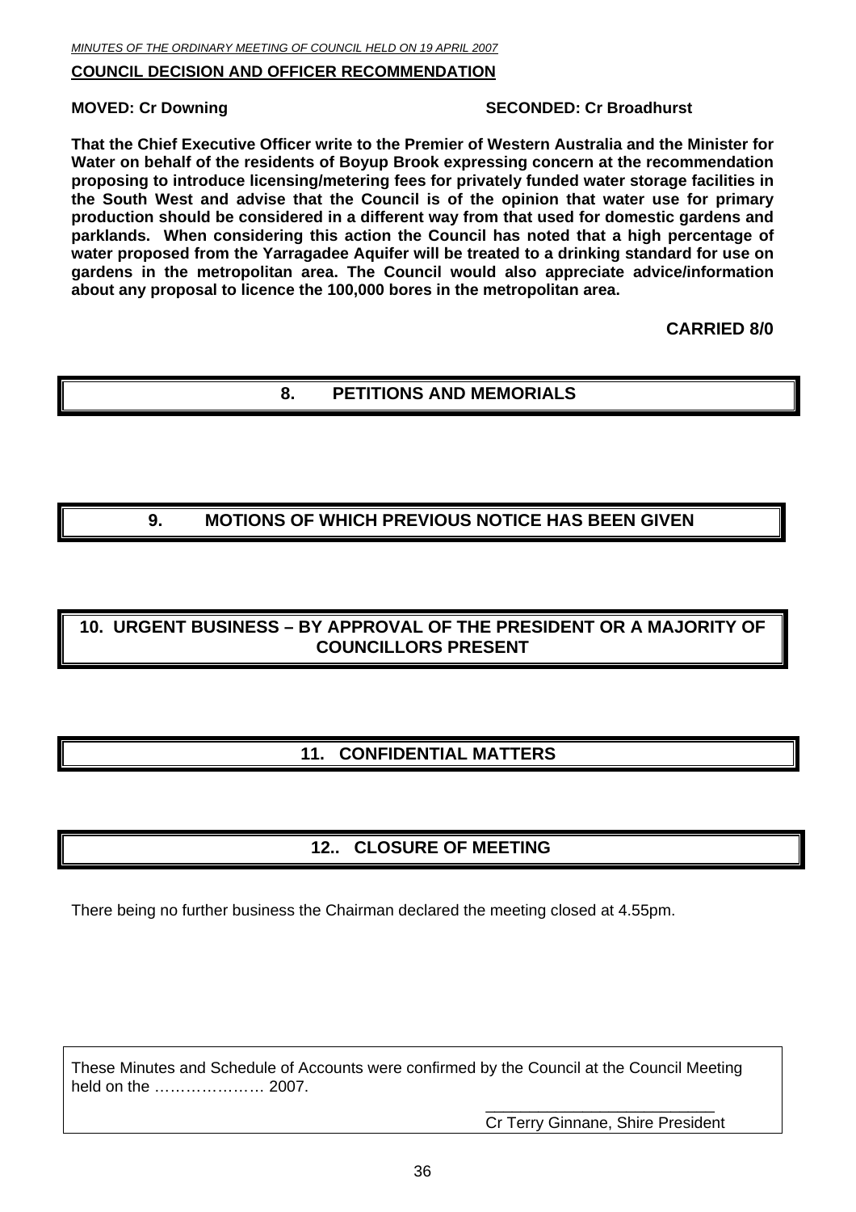**COUNCIL DECISION AND OFFICER RECOMMENDATION**

**MOVED: Cr Downing** **SECONDED: Cr Broadhurst**

**That the Chief Executive Officer write to the Premier of Western Australia and the Minister for Water on behalf of the residents of Boyup Brook expressing concern at the recommendation proposing to introduce licensing/metering fees for privately funded water storage facilities in the South West and advise that the Council is of the opinion that water use for primary production should be considered in a different way from that used for domestic gardens and parklands. When considering this action the Council has noted that a high percentage of water proposed from the Yarragadee Aquifer will be treated to a drinking standard for use on gardens in the metropolitan area. The Council would also appreciate advice/information about any proposal to licence the 100,000 bores in the metropolitan area.**

**CARRIED 8/0**

## 8. PETITIONS AND MEMORIALS

## 9. MOTIONS OF WHICH PREVIOUS NOTICE HAS BEEN GIVEN

## 10. URGENT BUSINESS – BY APPROVAL OF THE PRESIDENT OR A MAJORITY OF COUNCILLORS PRESENT

## 11. CONFIDENTIAL MATTERS

## 12.. CLOSURE OF MEETING

There being no further business the Chairman declared the meeting closed at 4.55pm.

These Minutes and Schedule of Accounts were confirmed by the Council at the Council Meeting held on the ………………… 2007.

\_\_\_\_\_\_\_\_\_\_\_\_\_\_\_\_\_\_\_\_\_\_\_\_\_\_\_\_

Cr Terry Ginnane, Shire President